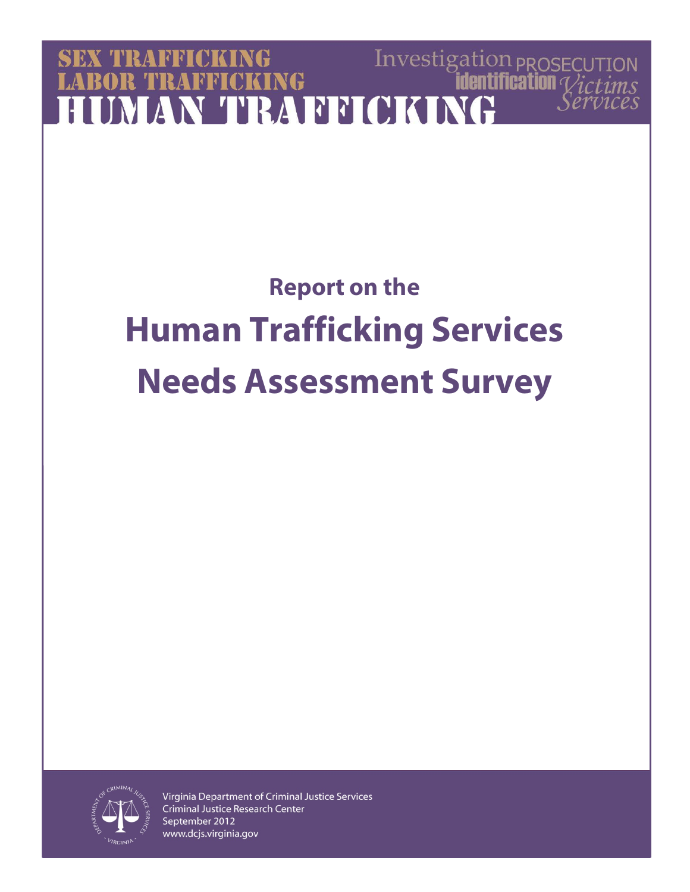SEX TRAFFICKING
LABOR TRAFFICKING
HUMAN TRAFFICKING

Investigation PROSECUTION
identification Victims
Services

# Report on the
# Human Trafficking Services Needs Assessment Survey

Virginia Department of Criminal Justice Services
Criminal Justice Research Center
September 2012
www.dcjs.virginia.gov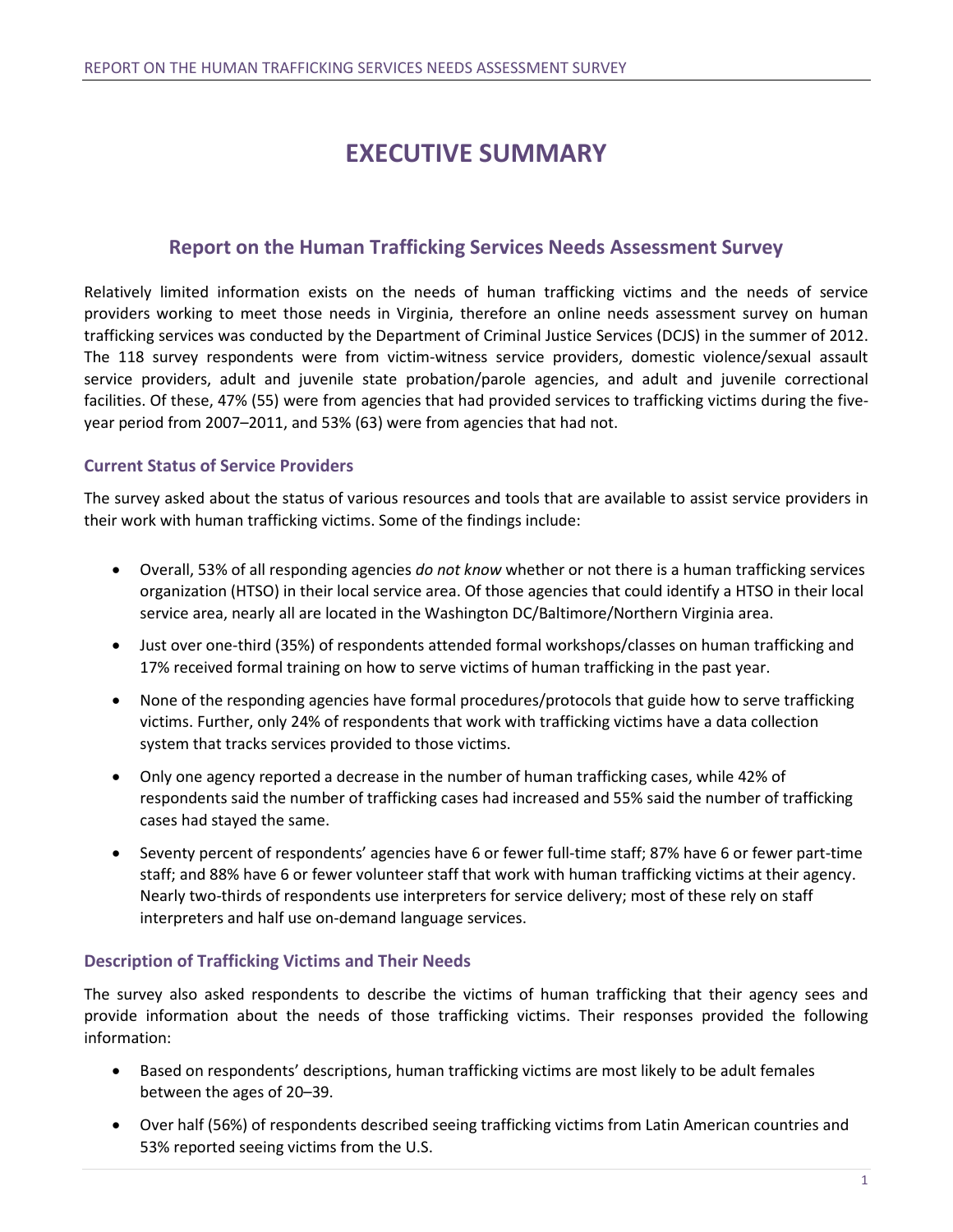# EXECUTIVE SUMMARY

## Report on the Human Trafficking Services Needs Assessment Survey

Relatively limited information exists on the needs of human trafficking victims and the needs of service providers working to meet those needs in Virginia, therefore an online needs assessment survey on human trafficking services was conducted by the Department of Criminal Justice Services (DCJS) in the summer of 2012. The 118 survey respondents were from victim-witness service providers, domestic violence/sexual assault service providers, adult and juvenile state probation/parole agencies, and adult and juvenile correctional facilities. Of these, 47% (55) were from agencies that had provided services to trafficking victims during the five-year period from 2007–2011, and 53% (63) were from agencies that had not.

### Current Status of Service Providers

The survey asked about the status of various resources and tools that are available to assist service providers in their work with human trafficking victims. Some of the findings include:

- Overall, 53% of all responding agencies *do not know* whether or not there is a human trafficking services organization (HTSO) in their local service area. Of those agencies that could identify a HTSO in their local service area, nearly all are located in the Washington DC/Baltimore/Northern Virginia area.
- Just over one-third (35%) of respondents attended formal workshops/classes on human trafficking and 17% received formal training on how to serve victims of human trafficking in the past year.
- None of the responding agencies have formal procedures/protocols that guide how to serve trafficking victims. Further, only 24% of respondents that work with trafficking victims have a data collection system that tracks services provided to those victims.
- Only one agency reported a decrease in the number of human trafficking cases, while 42% of respondents said the number of trafficking cases had increased and 55% said the number of trafficking cases had stayed the same.
- Seventy percent of respondents' agencies have 6 or fewer full-time staff; 87% have 6 or fewer part-time staff; and 88% have 6 or fewer volunteer staff that work with human trafficking victims at their agency. Nearly two-thirds of respondents use interpreters for service delivery; most of these rely on staff interpreters and half use on-demand language services.

### Description of Trafficking Victims and Their Needs

The survey also asked respondents to describe the victims of human trafficking that their agency sees and provide information about the needs of those trafficking victims. Their responses provided the following information:

- Based on respondents' descriptions, human trafficking victims are most likely to be adult females between the ages of 20–39.
- Over half (56%) of respondents described seeing trafficking victims from Latin American countries and 53% reported seeing victims from the U.S.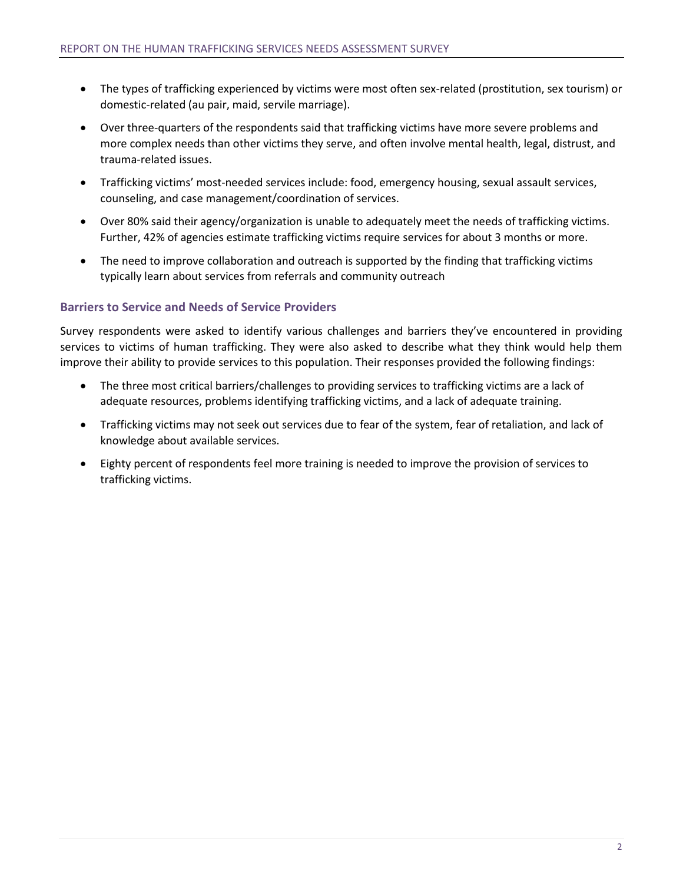- The types of trafficking experienced by victims were most often sex-related (prostitution, sex tourism) or domestic-related (au pair, maid, servile marriage).
- Over three-quarters of the respondents said that trafficking victims have more severe problems and more complex needs than other victims they serve, and often involve mental health, legal, distrust, and trauma-related issues.
- Trafficking victims' most-needed services include: food, emergency housing, sexual assault services, counseling, and case management/coordination of services.
- Over 80% said their agency/organization is unable to adequately meet the needs of trafficking victims. Further, 42% of agencies estimate trafficking victims require services for about 3 months or more.
- The need to improve collaboration and outreach is supported by the finding that trafficking victims typically learn about services from referrals and community outreach

### Barriers to Service and Needs of Service Providers

Survey respondents were asked to identify various challenges and barriers they've encountered in providing services to victims of human trafficking. They were also asked to describe what they think would help them improve their ability to provide services to this population. Their responses provided the following findings:

- The three most critical barriers/challenges to providing services to trafficking victims are a lack of adequate resources, problems identifying trafficking victims, and a lack of adequate training.
- Trafficking victims may not seek out services due to fear of the system, fear of retaliation, and lack of knowledge about available services.
- Eighty percent of respondents feel more training is needed to improve the provision of services to trafficking victims.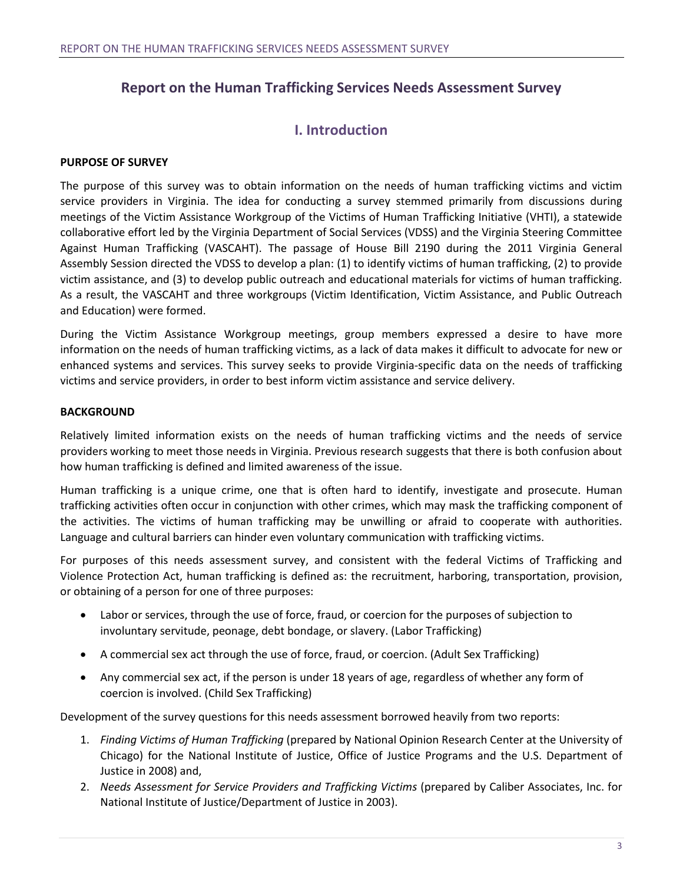# Report on the Human Trafficking Services Needs Assessment Survey

## I. Introduction

**PURPOSE OF SURVEY**

The purpose of this survey was to obtain information on the needs of human trafficking victims and victim service providers in Virginia. The idea for conducting a survey stemmed primarily from discussions during meetings of the Victim Assistance Workgroup of the Victims of Human Trafficking Initiative (VHTI), a statewide collaborative effort led by the Virginia Department of Social Services (VDSS) and the Virginia Steering Committee Against Human Trafficking (VASCAHT). The passage of House Bill 2190 during the 2011 Virginia General Assembly Session directed the VDSS to develop a plan: (1) to identify victims of human trafficking, (2) to provide victim assistance, and (3) to develop public outreach and educational materials for victims of human trafficking. As a result, the VASCAHT and three workgroups (Victim Identification, Victim Assistance, and Public Outreach and Education) were formed.

During the Victim Assistance Workgroup meetings, group members expressed a desire to have more information on the needs of human trafficking victims, as a lack of data makes it difficult to advocate for new or enhanced systems and services. This survey seeks to provide Virginia-specific data on the needs of trafficking victims and service providers, in order to best inform victim assistance and service delivery.

**BACKGROUND**

Relatively limited information exists on the needs of human trafficking victims and the needs of service providers working to meet those needs in Virginia. Previous research suggests that there is both confusion about how human trafficking is defined and limited awareness of the issue.

Human trafficking is a unique crime, one that is often hard to identify, investigate and prosecute. Human trafficking activities often occur in conjunction with other crimes, which may mask the trafficking component of the activities. The victims of human trafficking may be unwilling or afraid to cooperate with authorities. Language and cultural barriers can hinder even voluntary communication with trafficking victims.

For purposes of this needs assessment survey, and consistent with the federal Victims of Trafficking and Violence Protection Act, human trafficking is defined as: the recruitment, harboring, transportation, provision, or obtaining of a person for one of three purposes:

- Labor or services, through the use of force, fraud, or coercion for the purposes of subjection to involuntary servitude, peonage, debt bondage, or slavery. (Labor Trafficking)
- A commercial sex act through the use of force, fraud, or coercion. (Adult Sex Trafficking)
- Any commercial sex act, if the person is under 18 years of age, regardless of whether any form of coercion is involved. (Child Sex Trafficking)

Development of the survey questions for this needs assessment borrowed heavily from two reports:

1. *Finding Victims of Human Trafficking* (prepared by National Opinion Research Center at the University of Chicago) for the National Institute of Justice, Office of Justice Programs and the U.S. Department of Justice in 2008) and,
2. *Needs Assessment for Service Providers and Trafficking Victims* (prepared by Caliber Associates, Inc. for National Institute of Justice/Department of Justice in 2003).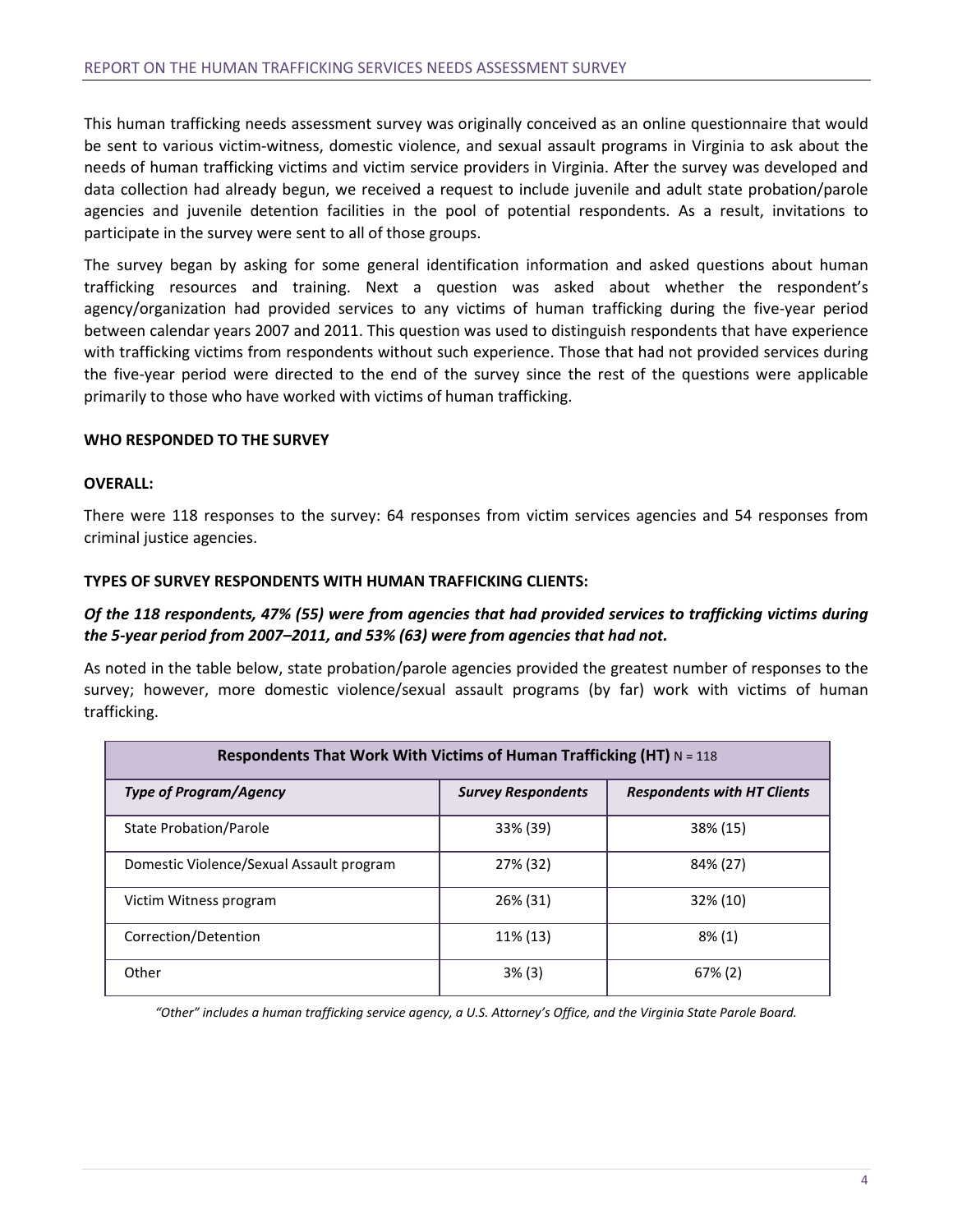This human trafficking needs assessment survey was originally conceived as an online questionnaire that would be sent to various victim-witness, domestic violence, and sexual assault programs in Virginia to ask about the needs of human trafficking victims and victim service providers in Virginia. After the survey was developed and data collection had already begun, we received a request to include juvenile and adult state probation/parole agencies and juvenile detention facilities in the pool of potential respondents. As a result, invitations to participate in the survey were sent to all of those groups.

The survey began by asking for some general identification information and asked questions about human trafficking resources and training. Next a question was asked about whether the respondent's agency/organization had provided services to any victims of human trafficking during the five-year period between calendar years 2007 and 2011. This question was used to distinguish respondents that have experience with trafficking victims from respondents without such experience. Those that had not provided services during the five-year period were directed to the end of the survey since the rest of the questions were applicable primarily to those who have worked with victims of human trafficking.

**WHO RESPONDED TO THE SURVEY**

**OVERALL:**

There were 118 responses to the survey: 64 responses from victim services agencies and 54 responses from criminal justice agencies.

**TYPES OF SURVEY RESPONDENTS WITH HUMAN TRAFFICKING CLIENTS:**

***Of the 118 respondents, 47% (55) were from agencies that had provided services to trafficking victims during the 5-year period from 2007–2011, and 53% (63) were from agencies that had not.***

As noted in the table below, state probation/parole agencies provided the greatest number of responses to the survey; however, more domestic violence/sexual assault programs (by far) work with victims of human trafficking.

| **Respondents That Work With Victims of Human Trafficking (HT)** N = 118 | | |
|---|---|---|
| ***Type of Program/Agency*** | ***Survey Respondents*** | ***Respondents with HT Clients*** |
| State Probation/Parole | 33% (39) | 38% (15) |
| Domestic Violence/Sexual Assault program | 27% (32) | 84% (27) |
| Victim Witness program | 26% (31) | 32% (10) |
| Correction/Detention | 11% (13) | 8% (1) |
| Other | 3% (3) | 67% (2) |

*"Other" includes a human trafficking service agency, a U.S. Attorney's Office, and the Virginia State Parole Board.*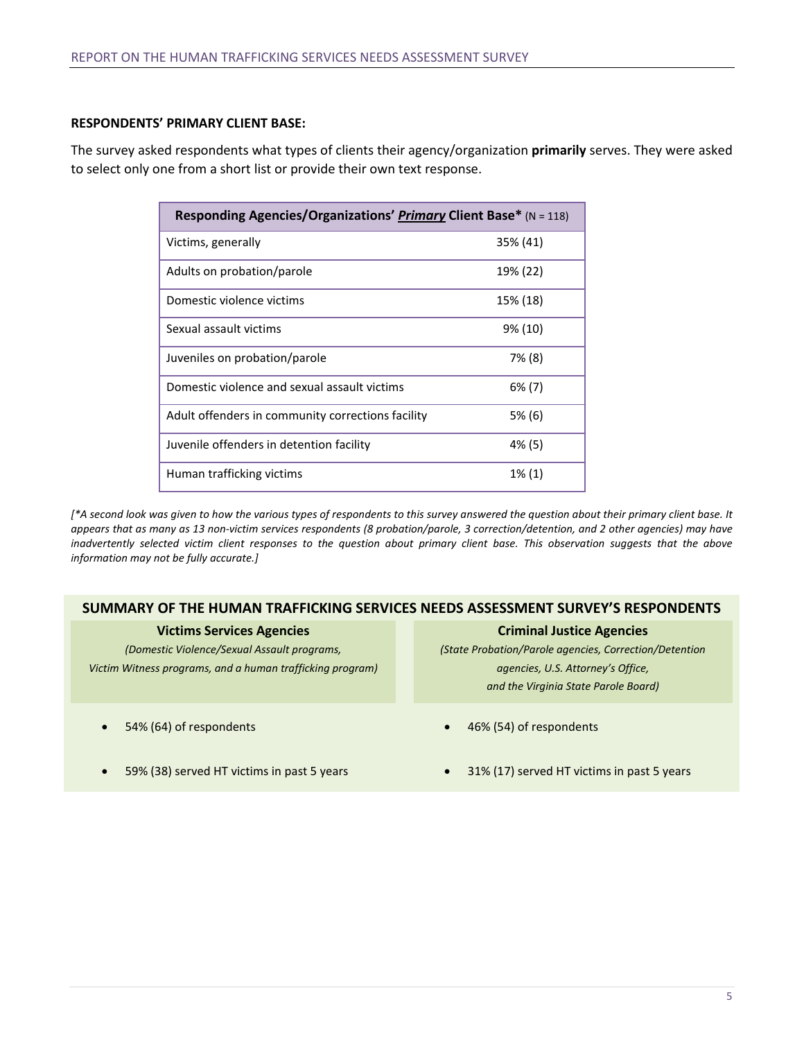**RESPONDENTS' PRIMARY CLIENT BASE:**

The survey asked respondents what types of clients their agency/organization **primarily** serves. They were asked to select only one from a short list or provide their own text response.

| **Responding Agencies/Organizations' *Primary* Client Base*** (N = 118) | |
|---|---|
| Victims, generally | 35% (41) |
| Adults on probation/parole | 19% (22) |
| Domestic violence victims | 15% (18) |
| Sexual assault victims | 9% (10) |
| Juveniles on probation/parole | 7% (8) |
| Domestic violence and sexual assault victims | 6% (7) |
| Adult offenders in community corrections facility | 5% (6) |
| Juvenile offenders in detention facility | 4% (5) |
| Human trafficking victims | 1% (1) |

*[*A second look was given to how the various types of respondents to this survey answered the question about their primary client base. It appears that as many as 13 non-victim services respondents (8 probation/parole, 3 correction/detention, and 2 other agencies) may have inadvertently selected victim client responses to the question about primary client base. This observation suggests that the above information may not be fully accurate.]*

## SUMMARY OF THE HUMAN TRAFFICKING SERVICES NEEDS ASSESSMENT SURVEY'S RESPONDENTS

**Victims Services Agencies**

*(Domestic Violence/Sexual Assault programs, Victim Witness programs, and a human trafficking program)*

- 54% (64) of respondents
- 59% (38) served HT victims in past 5 years

**Criminal Justice Agencies**

*(State Probation/Parole agencies, Correction/Detention agencies, U.S. Attorney's Office, and the Virginia State Parole Board)*

- 46% (54) of respondents
- 31% (17) served HT victims in past 5 years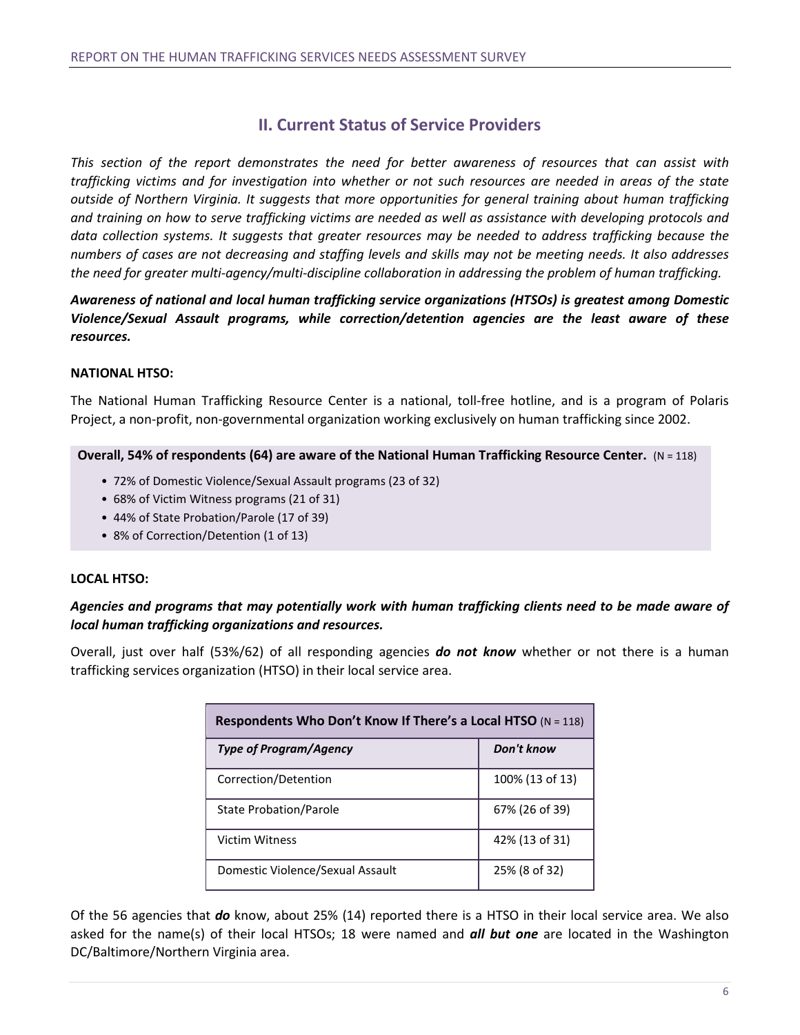## II. Current Status of Service Providers

*This section of the report demonstrates the need for better awareness of resources that can assist with trafficking victims and for investigation into whether or not such resources are needed in areas of the state outside of Northern Virginia. It suggests that more opportunities for general training about human trafficking and training on how to serve trafficking victims are needed as well as assistance with developing protocols and data collection systems. It suggests that greater resources may be needed to address trafficking because the numbers of cases are not decreasing and staffing levels and skills may not be meeting needs. It also addresses the need for greater multi-agency/multi-discipline collaboration in addressing the problem of human trafficking.*

***Awareness of national and local human trafficking service organizations (HTSOs) is greatest among Domestic Violence/Sexual Assault programs, while correction/detention agencies are the least aware of these resources.***

**NATIONAL HTSO:**

The National Human Trafficking Resource Center is a national, toll-free hotline, and is a program of Polaris Project, a non-profit, non-governmental organization working exclusively on human trafficking since 2002.

**Overall, 54% of respondents (64) are aware of the National Human Trafficking Resource Center.** (N = 118)

- 72% of Domestic Violence/Sexual Assault programs (23 of 32)
- 68% of Victim Witness programs (21 of 31)
- 44% of State Probation/Parole (17 of 39)
- 8% of Correction/Detention (1 of 13)

**LOCAL HTSO:**

***Agencies and programs that may potentially work with human trafficking clients need to be made aware of local human trafficking organizations and resources.***

Overall, just over half (53%/62) of all responding agencies ***do not know*** whether or not there is a human trafficking services organization (HTSO) in their local service area.

| **Respondents Who Don't Know If There's a Local HTSO** (N = 118) | |
|---|---|
| ***Type of Program/Agency*** | ***Don't know*** |
| Correction/Detention | 100% (13 of 13) |
| State Probation/Parole | 67% (26 of 39) |
| Victim Witness | 42% (13 of 31) |
| Domestic Violence/Sexual Assault | 25% (8 of 32) |

Of the 56 agencies that ***do*** know, about 25% (14) reported there is a HTSO in their local service area. We also asked for the name(s) of their local HTSOs; 18 were named and ***all but one*** are located in the Washington DC/Baltimore/Northern Virginia area.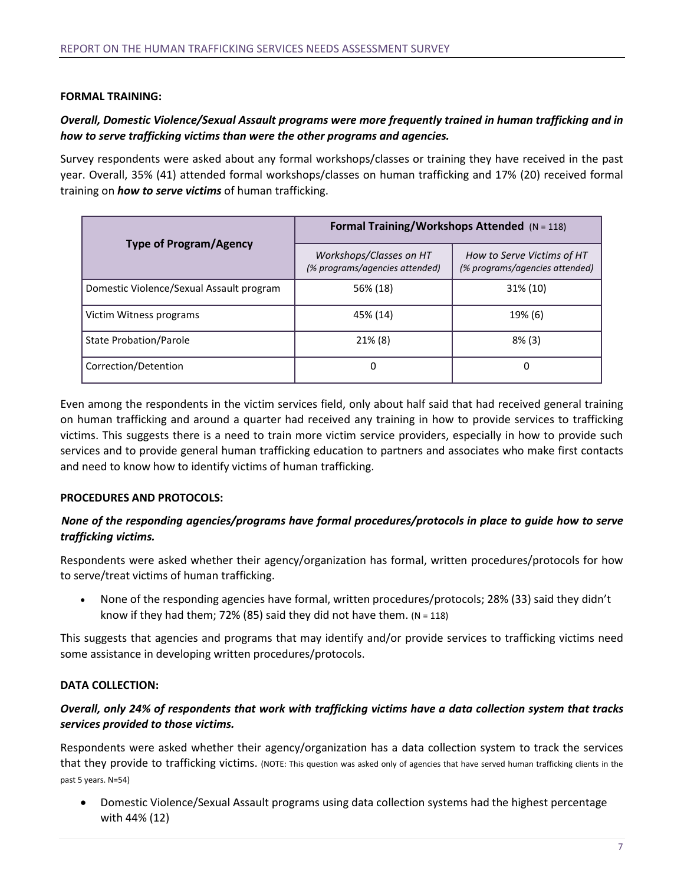**FORMAL TRAINING:**

***Overall, Domestic Violence/Sexual Assault programs were more frequently trained in human trafficking and in how to serve trafficking victims than were the other programs and agencies.***

Survey respondents were asked about any formal workshops/classes or training they have received in the past year. Overall, 35% (41) attended formal workshops/classes on human trafficking and 17% (20) received formal training on ***how to serve victims*** of human trafficking.

| Type of Program/Agency | Formal Training/Workshops Attended (N = 118) | |
|---|---|---|
| | *Workshops/Classes on HT (% programs/agencies attended)* | *How to Serve Victims of HT (% programs/agencies attended)* |
| Domestic Violence/Sexual Assault program | 56% (18) | 31% (10) |
| Victim Witness programs | 45% (14) | 19% (6) |
| State Probation/Parole | 21% (8) | 8% (3) |
| Correction/Detention | 0 | 0 |

Even among the respondents in the victim services field, only about half said that had received general training on human trafficking and around a quarter had received any training in how to provide services to trafficking victims. This suggests there is a need to train more victim service providers, especially in how to provide such services and to provide general human trafficking education to partners and associates who make first contacts and need to know how to identify victims of human trafficking.

**PROCEDURES AND PROTOCOLS:**

***None of the responding agencies/programs have formal procedures/protocols in place to guide how to serve trafficking victims.***

Respondents were asked whether their agency/organization has formal, written procedures/protocols for how to serve/treat victims of human trafficking.

- None of the responding agencies have formal, written procedures/protocols; 28% (33) said they didn't know if they had them; 72% (85) said they did not have them. (N = 118)

This suggests that agencies and programs that may identify and/or provide services to trafficking victims need some assistance in developing written procedures/protocols.

**DATA COLLECTION:**

***Overall, only 24% of respondents that work with trafficking victims have a data collection system that tracks services provided to those victims.***

Respondents were asked whether their agency/organization has a data collection system to track the services that they provide to trafficking victims. (NOTE: This question was asked only of agencies that have served human trafficking clients in the past 5 years. N=54)

- Domestic Violence/Sexual Assault programs using data collection systems had the highest percentage with 44% (12)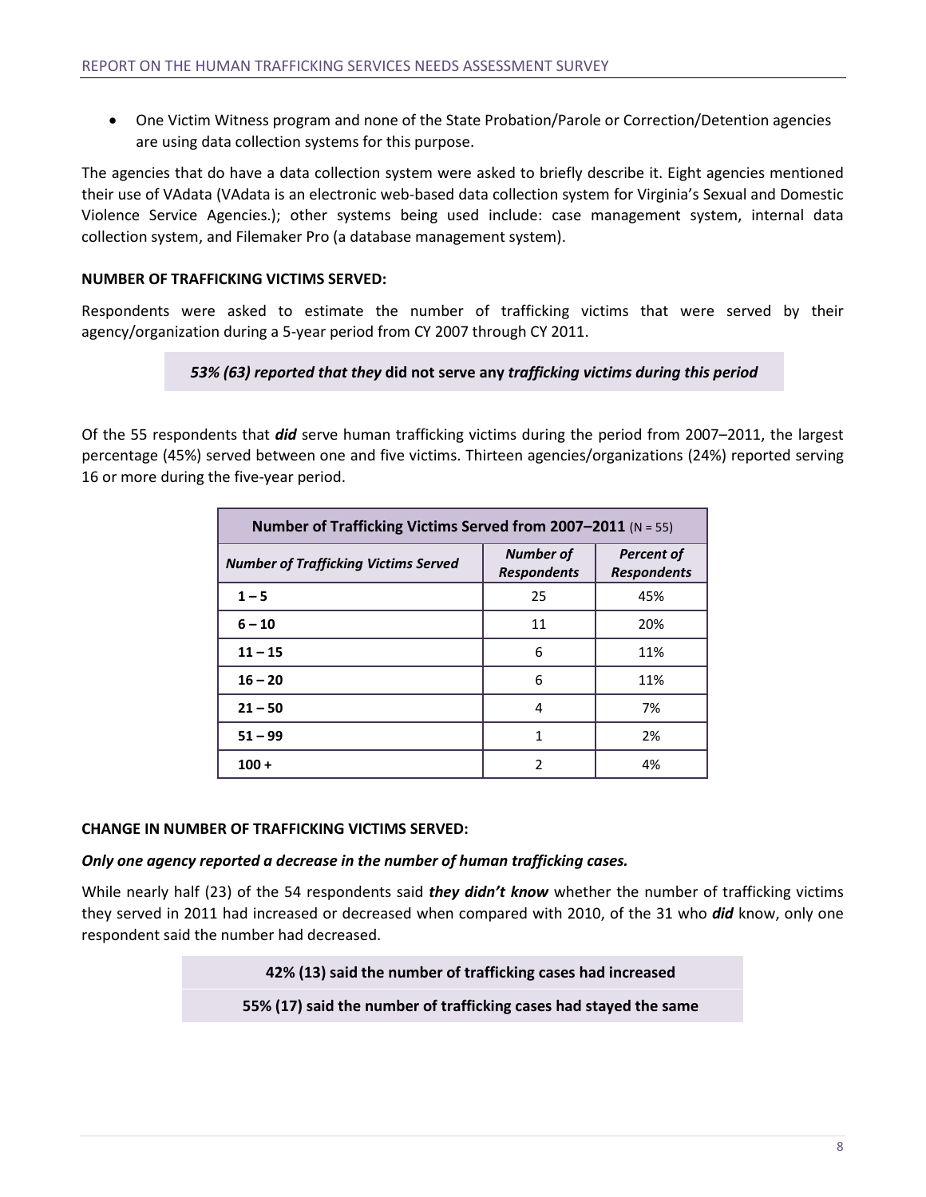- One Victim Witness program and none of the State Probation/Parole or Correction/Detention agencies are using data collection systems for this purpose.

The agencies that do have a data collection system were asked to briefly describe it. Eight agencies mentioned their use of VAdata (VAdata is an electronic web-based data collection system for Virginia's Sexual and Domestic Violence Service Agencies.); other systems being used include: case management system, internal data collection system, and Filemaker Pro (a database management system).

**NUMBER OF TRAFFICKING VICTIMS SERVED:**

Respondents were asked to estimate the number of trafficking victims that were served by their agency/organization during a 5-year period from CY 2007 through CY 2011.

***53% (63) reported that they* did not serve any *trafficking victims during this period***

Of the 55 respondents that ***did*** serve human trafficking victims during the period from 2007–2011, the largest percentage (45%) served between one and five victims. Thirteen agencies/organizations (24%) reported serving 16 or more during the five-year period.

| **Number of Trafficking Victims Served from 2007–2011** (N = 55) | | |
|---|---|---|
| ***Number of Trafficking Victims Served*** | ***Number of Respondents*** | ***Percent of Respondents*** |
| **1 – 5** | 25 | 45% |
| **6 – 10** | 11 | 20% |
| **11 – 15** | 6 | 11% |
| **16 – 20** | 6 | 11% |
| **21 – 50** | 4 | 7% |
| **51 – 99** | 1 | 2% |
| **100 +** | 2 | 4% |

**CHANGE IN NUMBER OF TRAFFICKING VICTIMS SERVED:**

***Only one agency reported a decrease in the number of human trafficking cases.***

While nearly half (23) of the 54 respondents said ***they didn't know*** whether the number of trafficking victims they served in 2011 had increased or decreased when compared with 2010, of the 31 who ***did*** know, only one respondent said the number had decreased.

**42% (13) said the number of trafficking cases had increased**

**55% (17) said the number of trafficking cases had stayed the same**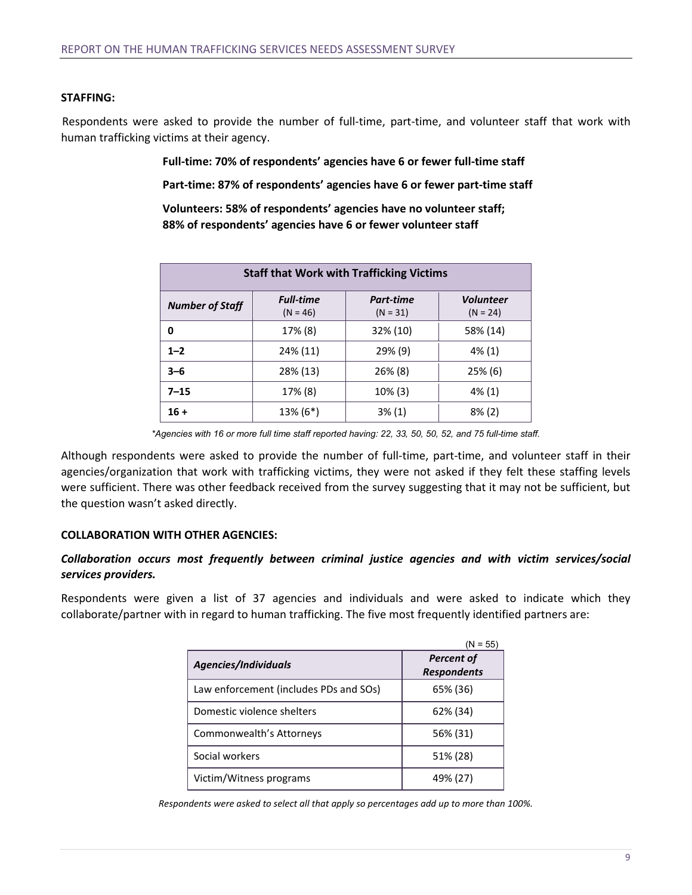**STAFFING:**

Respondents were asked to provide the number of full-time, part-time, and volunteer staff that work with human trafficking victims at their agency.

**Full-time: 70% of respondents' agencies have 6 or fewer full-time staff**

**Part-time: 87% of respondents' agencies have 6 or fewer part-time staff**

**Volunteers: 58% of respondents' agencies have no volunteer staff;**
**88% of respondents' agencies have 6 or fewer volunteer staff**

| **Staff that Work with Trafficking Victims** | | | |
|---|---|---|---|
| ***Number of Staff*** | ***Full-time*** (N = 46) | ***Part-time*** (N = 31) | ***Volunteer*** (N = 24) |
| **0** | 17% (8) | 32% (10) | 58% (14) |
| **1–2** | 24% (11) | 29% (9) | 4% (1) |
| **3–6** | 28% (13) | 26% (8) | 25% (6) |
| **7–15** | 17% (8) | 10% (3) | 4% (1) |
| **16 +** | 13% (6*) | 3% (1) | 8% (2) |

*\*Agencies with 16 or more full time staff reported having: 22, 33, 50, 50, 52, and 75 full-time staff.*

Although respondents were asked to provide the number of full-time, part-time, and volunteer staff in their agencies/organization that work with trafficking victims, they were not asked if they felt these staffing levels were sufficient. There was other feedback received from the survey suggesting that it may not be sufficient, but the question wasn't asked directly.

**COLLABORATION WITH OTHER AGENCIES:**

***Collaboration occurs most frequently between criminal justice agencies and with victim services/social services providers.***

Respondents were given a list of 37 agencies and individuals and were asked to indicate which they collaborate/partner with in regard to human trafficking. The five most frequently identified partners are:

(N = 55)

| ***Agencies/Individuals*** | ***Percent of Respondents*** |
|---|---|
| Law enforcement (includes PDs and SOs) | 65% (36) |
| Domestic violence shelters | 62% (34) |
| Commonwealth's Attorneys | 56% (31) |
| Social workers | 51% (28) |
| Victim/Witness programs | 49% (27) |

*Respondents were asked to select all that apply so percentages add up to more than 100%.*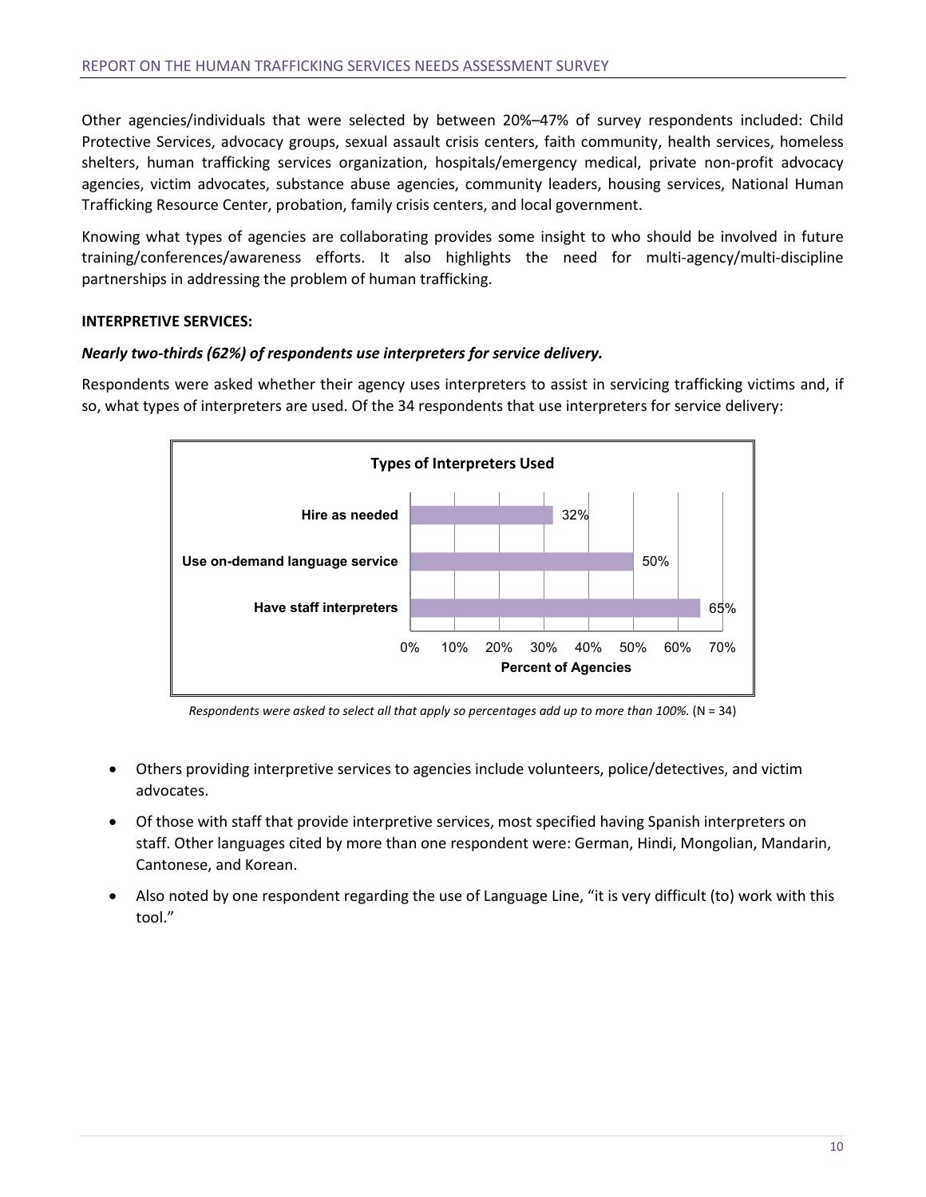Other agencies/individuals that were selected by between 20%–47% of survey respondents included: Child Protective Services, advocacy groups, sexual assault crisis centers, faith community, health services, homeless shelters, human trafficking services organization, hospitals/emergency medical, private non-profit advocacy agencies, victim advocates, substance abuse agencies, community leaders, housing services, National Human Trafficking Resource Center, probation, family crisis centers, and local government.

Knowing what types of agencies are collaborating provides some insight to who should be involved in future training/conferences/awareness efforts. It also highlights the need for multi-agency/multi-discipline partnerships in addressing the problem of human trafficking.

**INTERPRETIVE SERVICES:**

***Nearly two-thirds (62%) of respondents use interpreters for service delivery.***

Respondents were asked whether their agency uses interpreters to assist in servicing trafficking victims and, if so, what types of interpreters are used. Of the 34 respondents that use interpreters for service delivery:

**Types of Interpreters Used**

| Type | Percent of Agencies |
|---|---|
| Hire as needed | 32% |
| Use on-demand language service | 50% |
| Have staff interpreters | 65% |

*Respondents were asked to select all that apply so percentages add up to more than 100%.* (N = 34)

- Others providing interpretive services to agencies include volunteers, police/detectives, and victim advocates.
- Of those with staff that provide interpretive services, most specified having Spanish interpreters on staff. Other languages cited by more than one respondent were: German, Hindi, Mongolian, Mandarin, Cantonese, and Korean.
- Also noted by one respondent regarding the use of Language Line, "it is very difficult (to) work with this tool."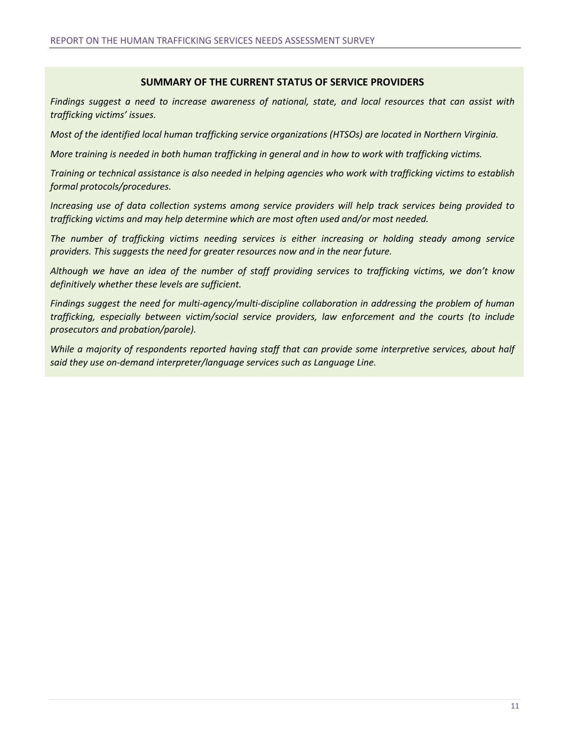## SUMMARY OF THE CURRENT STATUS OF SERVICE PROVIDERS

*Findings suggest a need to increase awareness of national, state, and local resources that can assist with trafficking victims' issues.*

*Most of the identified local human trafficking service organizations (HTSOs) are located in Northern Virginia.*

*More training is needed in both human trafficking in general and in how to work with trafficking victims.*

*Training or technical assistance is also needed in helping agencies who work with trafficking victims to establish formal protocols/procedures.*

*Increasing use of data collection systems among service providers will help track services being provided to trafficking victims and may help determine which are most often used and/or most needed.*

*The number of trafficking victims needing services is either increasing or holding steady among service providers. This suggests the need for greater resources now and in the near future.*

*Although we have an idea of the number of staff providing services to trafficking victims, we don't know definitively whether these levels are sufficient.*

*Findings suggest the need for multi-agency/multi-discipline collaboration in addressing the problem of human trafficking, especially between victim/social service providers, law enforcement and the courts (to include prosecutors and probation/parole).*

*While a majority of respondents reported having staff that can provide some interpretive services, about half said they use on-demand interpreter/language services such as Language Line.*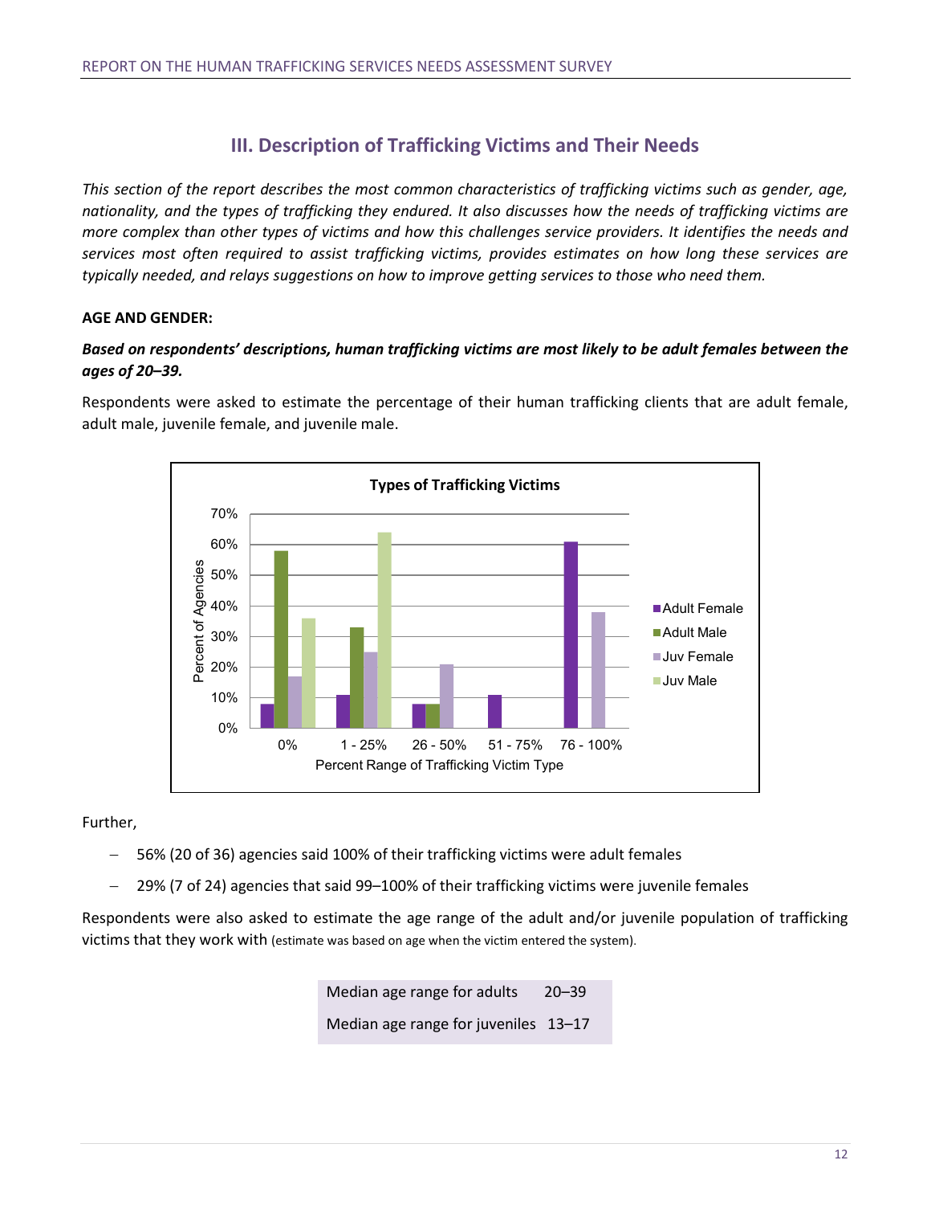## III. Description of Trafficking Victims and Their Needs

*This section of the report describes the most common characteristics of trafficking victims such as gender, age, nationality, and the types of trafficking they endured. It also discusses how the needs of trafficking victims are more complex than other types of victims and how this challenges service providers. It identifies the needs and services most often required to assist trafficking victims, provides estimates on how long these services are typically needed, and relays suggestions on how to improve getting services to those who need them.*

**AGE AND GENDER:**

***Based on respondents' descriptions, human trafficking victims are most likely to be adult females between the ages of 20–39.***

Respondents were asked to estimate the percentage of their human trafficking clients that are adult female, adult male, juvenile female, and juvenile male.

**Types of Trafficking Victims**

| Percent Range of Trafficking Victim Type | Adult Female | Adult Male | Juv Female | Juv Male |
|---|---|---|---|---|
| 0% | 8% | 58% | 17% | 36% |
| 1 - 25% | 11% | 33% | 25% | 64% |
| 26 - 50% | 8% | 8% | 21% | |
| 51 - 75% | 11% | | | |
| 76 - 100% | 61% | | 38% | |

Further,

- 56% (20 of 36) agencies said 100% of their trafficking victims were adult females
- 29% (7 of 24) agencies that said 99–100% of their trafficking victims were juvenile females

Respondents were also asked to estimate the age range of the adult and/or juvenile population of trafficking victims that they work with (estimate was based on age when the victim entered the system).

| | |
|---|---|
| Median age range for adults | 20–39 |
| Median age range for juveniles | 13–17 |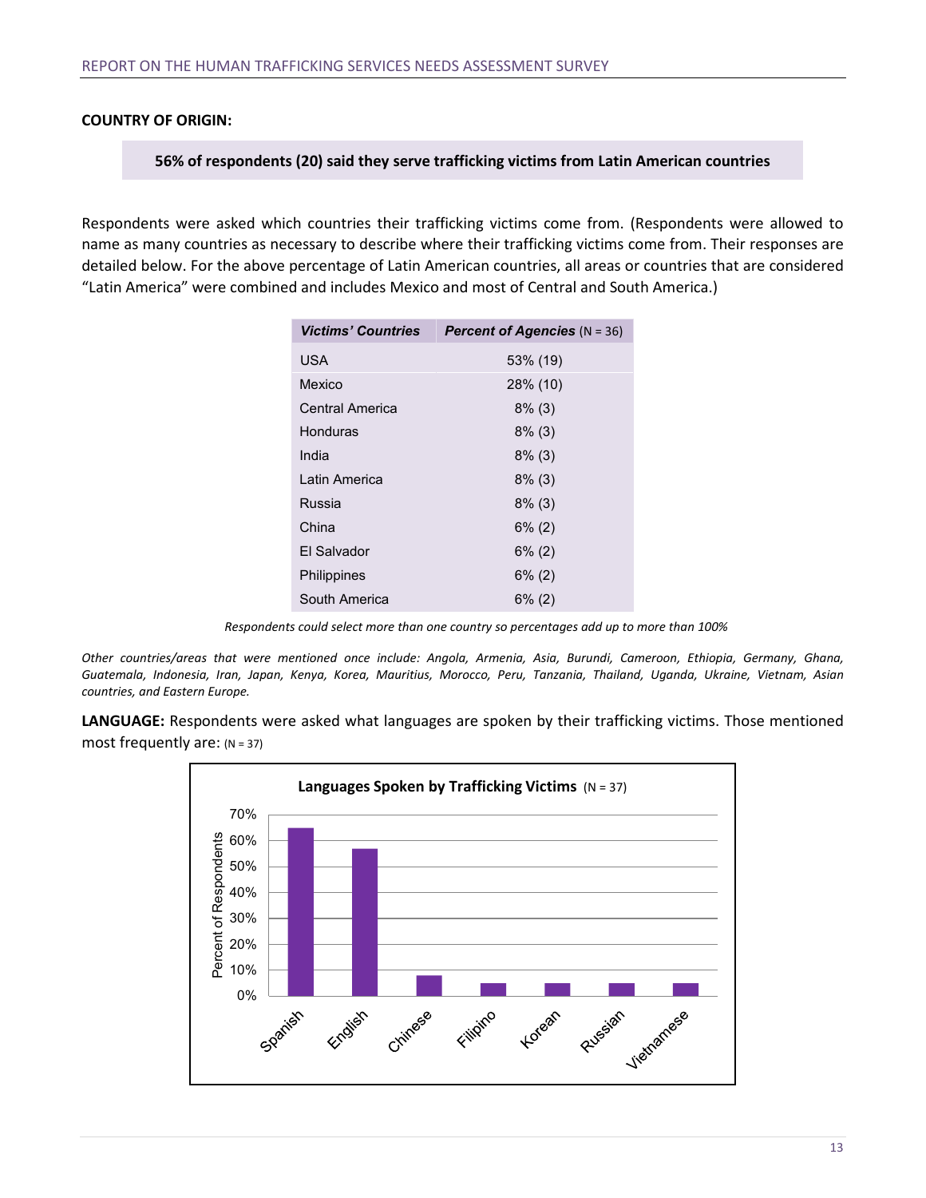**COUNTRY OF ORIGIN:**

**56% of respondents (20) said they serve trafficking victims from Latin American countries**

Respondents were asked which countries their trafficking victims come from. (Respondents were allowed to name as many countries as necessary to describe where their trafficking victims come from. Their responses are detailed below. For the above percentage of Latin American countries, all areas or countries that are considered "Latin America" were combined and includes Mexico and most of Central and South America.)

| *Victims' Countries* | *Percent of Agencies* (N = 36) |
|---|---|
| USA | 53% (19) |
| Mexico | 28% (10) |
| Central America | 8% (3) |
| Honduras | 8% (3) |
| India | 8% (3) |
| Latin America | 8% (3) |
| Russia | 8% (3) |
| China | 6% (2) |
| El Salvador | 6% (2) |
| Philippines | 6% (2) |
| South America | 6% (2) |

*Respondents could select more than one country so percentages add up to more than 100%*

*Other countries/areas that were mentioned once include: Angola, Armenia, Asia, Burundi, Cameroon, Ethiopia, Germany, Ghana, Guatemala, Indonesia, Iran, Japan, Kenya, Korea, Mauritius, Morocco, Peru, Tanzania, Thailand, Uganda, Ukraine, Vietnam, Asian countries, and Eastern Europe.*

**LANGUAGE:** Respondents were asked what languages are spoken by their trafficking victims. Those mentioned most frequently are: (N = 37)

**Languages Spoken by Trafficking Victims** (N = 37)

| Language | Percent of Respondents (approx.) |
|---|---|
| Spanish | ~65% |
| English | ~57% |
| Chinese | ~8% |
| Filipino | ~5% |
| Korean | ~5% |
| Russian | ~5% |
| Vietnamese | ~5% |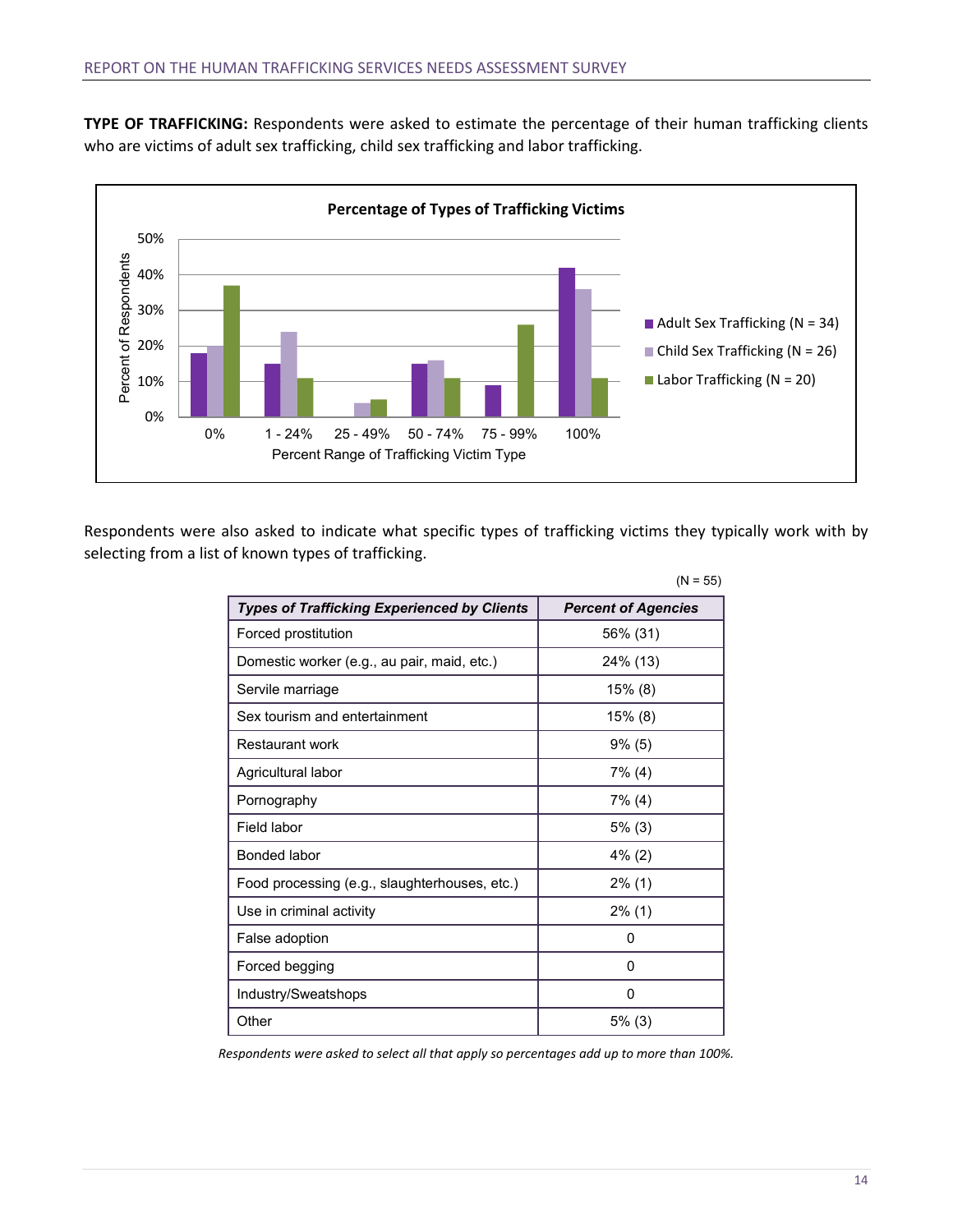**TYPE OF TRAFFICKING:** Respondents were asked to estimate the percentage of their human trafficking clients who are victims of adult sex trafficking, child sex trafficking and labor trafficking.

**Percentage of Types of Trafficking Victims**

Respondents were also asked to indicate what specific types of trafficking victims they typically work with by selecting from a list of known types of trafficking.

(N = 55)

| *Types of Trafficking Experienced by Clients* | *Percent of Agencies* |
|---|---|
| Forced prostitution | 56% (31) |
| Domestic worker (e.g., au pair, maid, etc.) | 24% (13) |
| Servile marriage | 15% (8) |
| Sex tourism and entertainment | 15% (8) |
| Restaurant work | 9% (5) |
| Agricultural labor | 7% (4) |
| Pornography | 7% (4) |
| Field labor | 5% (3) |
| Bonded labor | 4% (2) |
| Food processing (e.g., slaughterhouses, etc.) | 2% (1) |
| Use in criminal activity | 2% (1) |
| False adoption | 0 |
| Forced begging | 0 |
| Industry/Sweatshops | 0 |
| Other | 5% (3) |

*Respondents were asked to select all that apply so percentages add up to more than 100%.*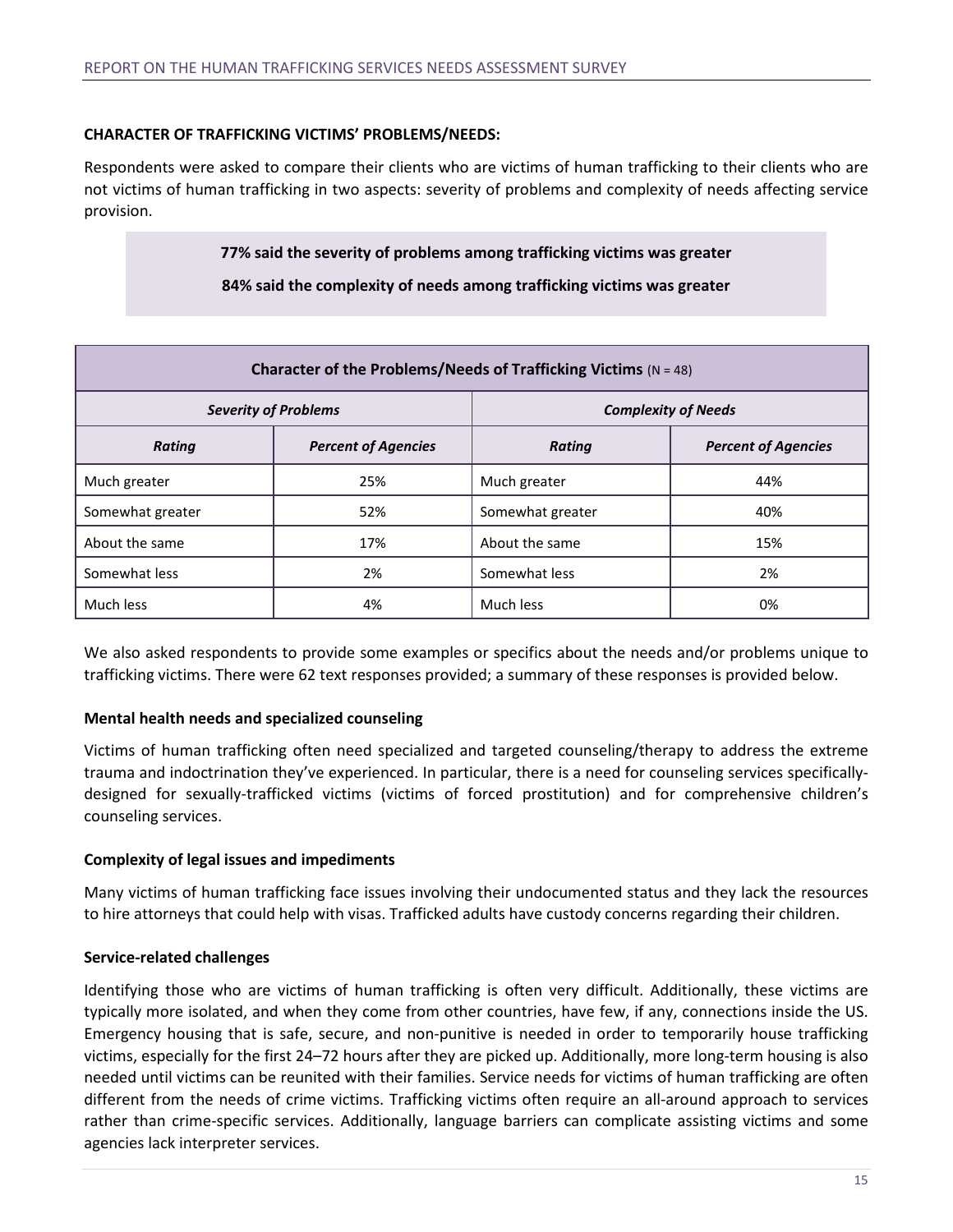**CHARACTER OF TRAFFICKING VICTIMS' PROBLEMS/NEEDS:**

Respondents were asked to compare their clients who are victims of human trafficking to their clients who are not victims of human trafficking in two aspects: severity of problems and complexity of needs affecting service provision.

**77% said the severity of problems among trafficking victims was greater**

**84% said the complexity of needs among trafficking victims was greater**

| **Character of the Problems/Needs of Trafficking Victims** (N = 48) | | | |
|---|---|---|---|
| ***Severity of Problems*** | | ***Complexity of Needs*** | |
| ***Rating*** | ***Percent of Agencies*** | ***Rating*** | ***Percent of Agencies*** |
| Much greater | 25% | Much greater | 44% |
| Somewhat greater | 52% | Somewhat greater | 40% |
| About the same | 17% | About the same | 15% |
| Somewhat less | 2% | Somewhat less | 2% |
| Much less | 4% | Much less | 0% |

We also asked respondents to provide some examples or specifics about the needs and/or problems unique to trafficking victims. There were 62 text responses provided; a summary of these responses is provided below.

**Mental health needs and specialized counseling**

Victims of human trafficking often need specialized and targeted counseling/therapy to address the extreme trauma and indoctrination they've experienced. In particular, there is a need for counseling services specifically-designed for sexually-trafficked victims (victims of forced prostitution) and for comprehensive children's counseling services.

**Complexity of legal issues and impediments**

Many victims of human trafficking face issues involving their undocumented status and they lack the resources to hire attorneys that could help with visas. Trafficked adults have custody concerns regarding their children.

**Service-related challenges**

Identifying those who are victims of human trafficking is often very difficult. Additionally, these victims are typically more isolated, and when they come from other countries, have few, if any, connections inside the US. Emergency housing that is safe, secure, and non-punitive is needed in order to temporarily house trafficking victims, especially for the first 24–72 hours after they are picked up. Additionally, more long-term housing is also needed until victims can be reunited with their families. Service needs for victims of human trafficking are often different from the needs of crime victims. Trafficking victims often require an all-around approach to services rather than crime-specific services. Additionally, language barriers can complicate assisting victims and some agencies lack interpreter services.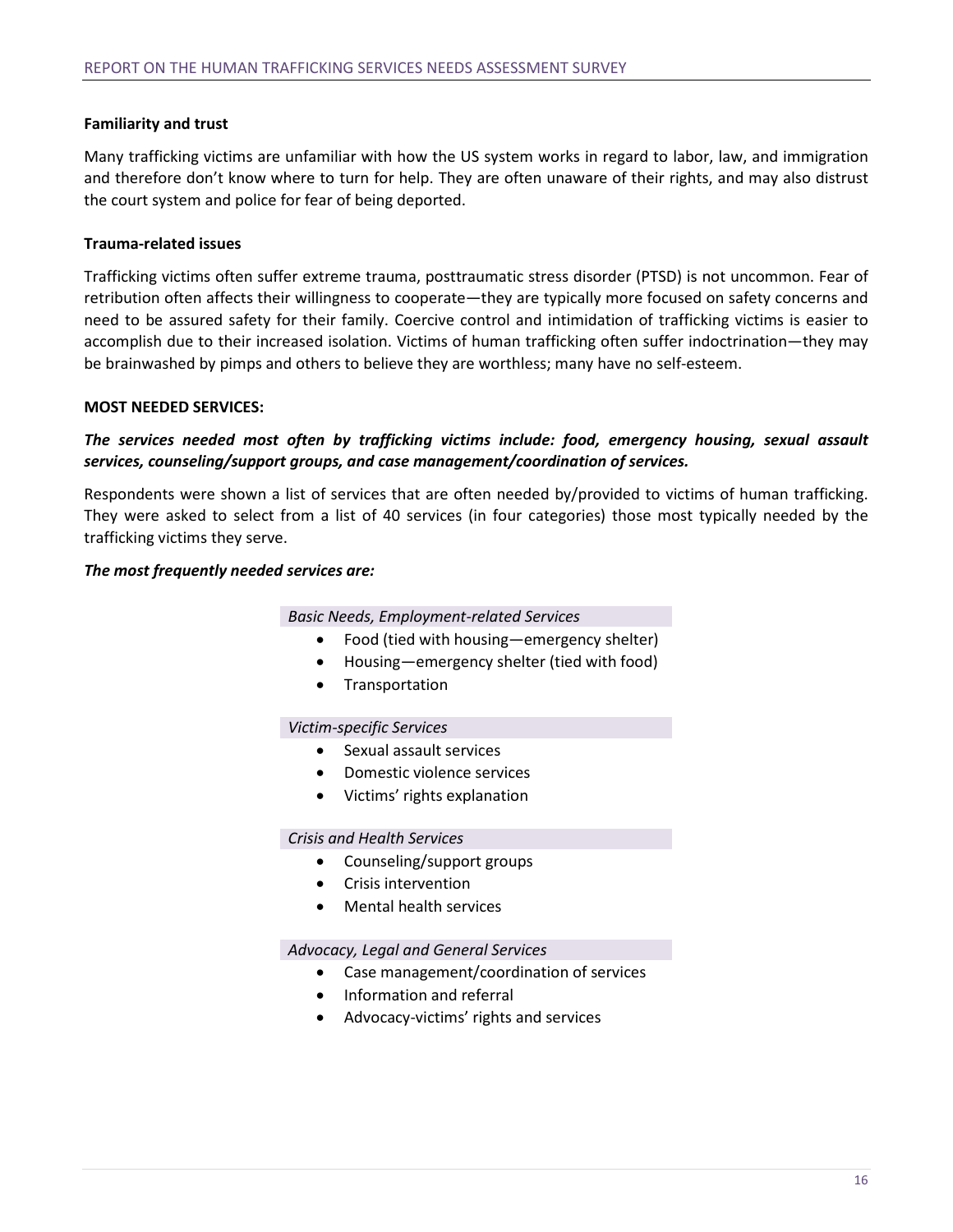**Familiarity and trust**

Many trafficking victims are unfamiliar with how the US system works in regard to labor, law, and immigration and therefore don't know where to turn for help. They are often unaware of their rights, and may also distrust the court system and police for fear of being deported.

**Trauma-related issues**

Trafficking victims often suffer extreme trauma, posttraumatic stress disorder (PTSD) is not uncommon. Fear of retribution often affects their willingness to cooperate—they are typically more focused on safety concerns and need to be assured safety for their family. Coercive control and intimidation of trafficking victims is easier to accomplish due to their increased isolation. Victims of human trafficking often suffer indoctrination—they may be brainwashed by pimps and others to believe they are worthless; many have no self-esteem.

**MOST NEEDED SERVICES:**

***The services needed most often by trafficking victims include: food, emergency housing, sexual assault services, counseling/support groups, and case management/coordination of services.***

Respondents were shown a list of services that are often needed by/provided to victims of human trafficking. They were asked to select from a list of 40 services (in four categories) those most typically needed by the trafficking victims they serve.

***The most frequently needed services are:***

*Basic Needs, Employment-related Services*

- Food (tied with housing—emergency shelter)
- Housing—emergency shelter (tied with food)
- Transportation

*Victim-specific Services*

- Sexual assault services
- Domestic violence services
- Victims' rights explanation

*Crisis and Health Services*

- Counseling/support groups
- Crisis intervention
- Mental health services

*Advocacy, Legal and General Services*

- Case management/coordination of services
- Information and referral
- Advocacy-victims' rights and services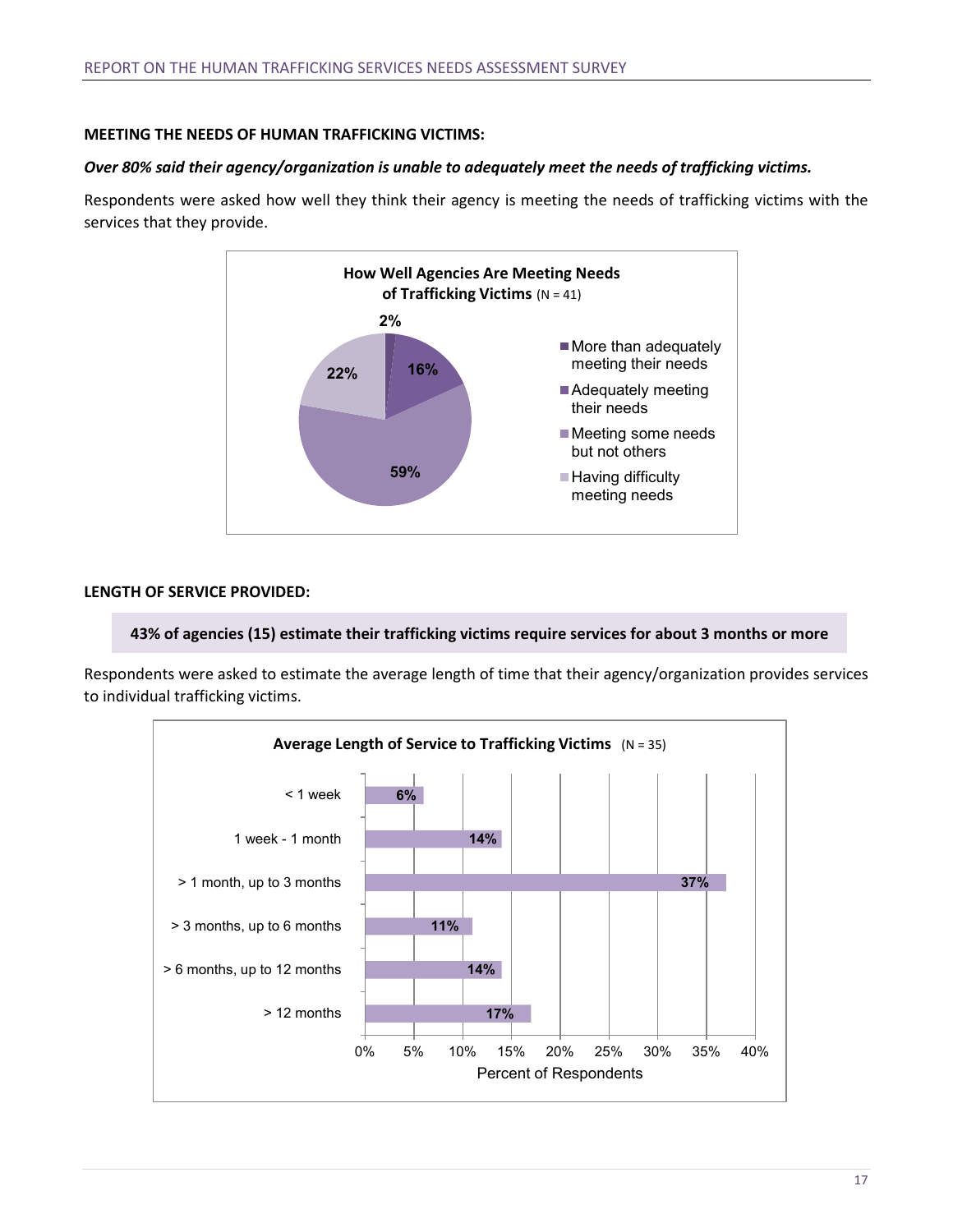**MEETING THE NEEDS OF HUMAN TRAFFICKING VICTIMS:**

***Over 80% said their agency/organization is unable to adequately meet the needs of trafficking victims.***

Respondents were asked how well they think their agency is meeting the needs of trafficking victims with the services that they provide.

**How Well Agencies Are Meeting Needs of Trafficking Victims** (N = 41)

| Response | Percent |
|---|---|
| More than adequately meeting their needs | 2% |
| Adequately meeting their needs | 16% |
| Meeting some needs but not others | 59% |
| Having difficulty meeting needs | 22% |

**LENGTH OF SERVICE PROVIDED:**

**43% of agencies (15) estimate their trafficking victims require services for about 3 months or more**

Respondents were asked to estimate the average length of time that their agency/organization provides services to individual trafficking victims.

**Average Length of Service to Trafficking Victims** (N = 35)

| Length of Service | Percent of Respondents |
|---|---|
| < 1 week | 6% |
| 1 week - 1 month | 14% |
| > 1 month, up to 3 months | 37% |
| > 3 months, up to 6 months | 11% |
| > 6 months, up to 12 months | 14% |
| > 12 months | 17% |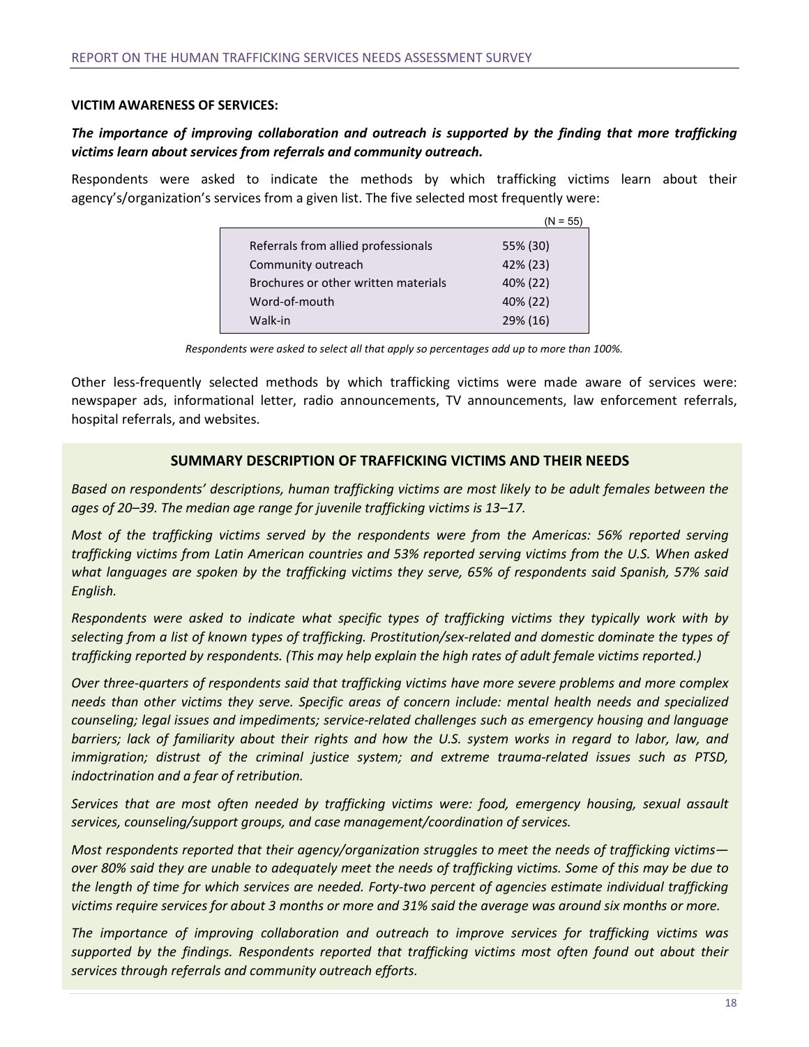**VICTIM AWARENESS OF SERVICES:**

***The importance of improving collaboration and outreach is supported by the finding that more trafficking victims learn about services from referrals and community outreach.***

Respondents were asked to indicate the methods by which trafficking victims learn about their agency's/organization's services from a given list. The five selected most frequently were:

| | (N = 55) |
|---|---|
| Referrals from allied professionals | 55% (30) |
| Community outreach | 42% (23) |
| Brochures or other written materials | 40% (22) |
| Word-of-mouth | 40% (22) |
| Walk-in | 29% (16) |

*Respondents were asked to select all that apply so percentages add up to more than 100%.*

Other less-frequently selected methods by which trafficking victims were made aware of services were: newspaper ads, informational letter, radio announcements, TV announcements, law enforcement referrals, hospital referrals, and websites.

## SUMMARY DESCRIPTION OF TRAFFICKING VICTIMS AND THEIR NEEDS

*Based on respondents' descriptions, human trafficking victims are most likely to be adult females between the ages of 20–39. The median age range for juvenile trafficking victims is 13–17.*

*Most of the trafficking victims served by the respondents were from the Americas: 56% reported serving trafficking victims from Latin American countries and 53% reported serving victims from the U.S. When asked what languages are spoken by the trafficking victims they serve, 65% of respondents said Spanish, 57% said English.*

*Respondents were asked to indicate what specific types of trafficking victims they typically work with by selecting from a list of known types of trafficking. Prostitution/sex-related and domestic dominate the types of trafficking reported by respondents. (This may help explain the high rates of adult female victims reported.)*

*Over three-quarters of respondents said that trafficking victims have more severe problems and more complex needs than other victims they serve. Specific areas of concern include: mental health needs and specialized counseling; legal issues and impediments; service-related challenges such as emergency housing and language barriers; lack of familiarity about their rights and how the U.S. system works in regard to labor, law, and immigration; distrust of the criminal justice system; and extreme trauma-related issues such as PTSD, indoctrination and a fear of retribution.*

*Services that are most often needed by trafficking victims were: food, emergency housing, sexual assault services, counseling/support groups, and case management/coordination of services.*

*Most respondents reported that their agency/organization struggles to meet the needs of trafficking victims—over 80% said they are unable to adequately meet the needs of trafficking victims. Some of this may be due to the length of time for which services are needed. Forty-two percent of agencies estimate individual trafficking victims require services for about 3 months or more and 31% said the average was around six months or more.*

*The importance of improving collaboration and outreach to improve services for trafficking victims was supported by the findings. Respondents reported that trafficking victims most often found out about their services through referrals and community outreach efforts.*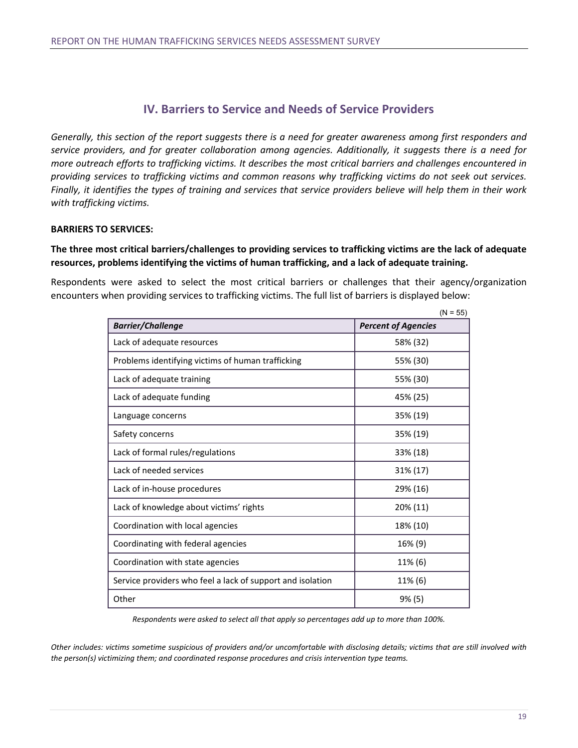## IV. Barriers to Service and Needs of Service Providers

*Generally, this section of the report suggests there is a need for greater awareness among first responders and service providers, and for greater collaboration among agencies. Additionally, it suggests there is a need for more outreach efforts to trafficking victims. It describes the most critical barriers and challenges encountered in providing services to trafficking victims and common reasons why trafficking victims do not seek out services. Finally, it identifies the types of training and services that service providers believe will help them in their work with trafficking victims.*

**BARRIERS TO SERVICES:**

**The three most critical barriers/challenges to providing services to trafficking victims are the lack of adequate resources, problems identifying the victims of human trafficking, and a lack of adequate training.**

Respondents were asked to select the most critical barriers or challenges that their agency/organization encounters when providing services to trafficking victims. The full list of barriers is displayed below:

(N = 55)

| *Barrier/Challenge* | *Percent of Agencies* |
|---|---|
| Lack of adequate resources | 58% (32) |
| Problems identifying victims of human trafficking | 55% (30) |
| Lack of adequate training | 55% (30) |
| Lack of adequate funding | 45% (25) |
| Language concerns | 35% (19) |
| Safety concerns | 35% (19) |
| Lack of formal rules/regulations | 33% (18) |
| Lack of needed services | 31% (17) |
| Lack of in-house procedures | 29% (16) |
| Lack of knowledge about victims' rights | 20% (11) |
| Coordination with local agencies | 18% (10) |
| Coordinating with federal agencies | 16% (9) |
| Coordination with state agencies | 11% (6) |
| Service providers who feel a lack of support and isolation | 11% (6) |
| Other | 9% (5) |

*Respondents were asked to select all that apply so percentages add up to more than 100%.*

*Other includes: victims sometime suspicious of providers and/or uncomfortable with disclosing details; victims that are still involved with the person(s) victimizing them; and coordinated response procedures and crisis intervention type teams.*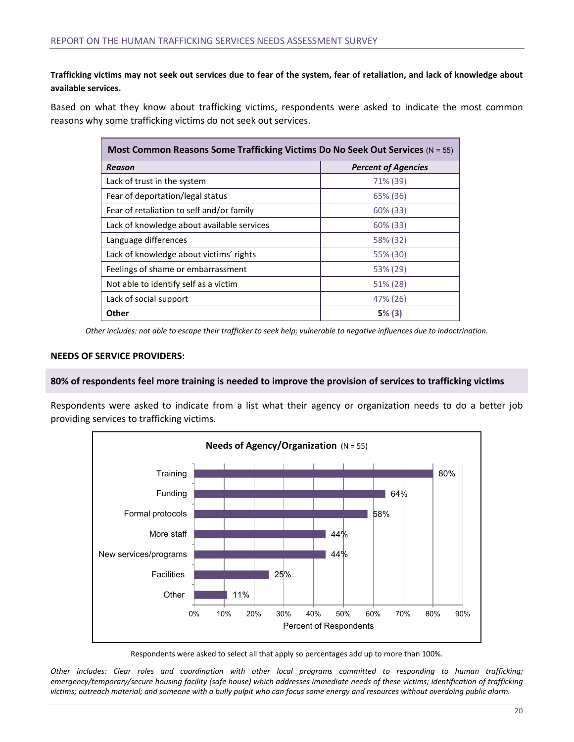**Trafficking victims may not seek out services due to fear of the system, fear of retaliation, and lack of knowledge about available services.**

Based on what they know about trafficking victims, respondents were asked to indicate the most common reasons why some trafficking victims do not seek out services.

| **Most Common Reasons Some Trafficking Victims Do No Seek Out Services** (N = 55) | |
|---|---|
| ***Reason*** | ***Percent of Agencies*** |
| Lack of trust in the system | 71% (39) |
| Fear of deportation/legal status | 65% (36) |
| Fear of retaliation to self and/or family | 60% (33) |
| Lack of knowledge about available services | 60% (33) |
| Language differences | 58% (32) |
| Lack of knowledge about victims' rights | 55% (30) |
| Feelings of shame or embarrassment | 53% (29) |
| Not able to identify self as a victim | 51% (28) |
| Lack of social support | 47% (26) |
| **Other** | **5% (3)** |

*Other includes: not able to escape their trafficker to seek help; vulnerable to negative influences due to indoctrination.*

**NEEDS OF SERVICE PROVIDERS:**

**80% of respondents feel more training is needed to improve the provision of services to trafficking victims**

Respondents were asked to indicate from a list what their agency or organization needs to do a better job providing services to trafficking victims.

**Needs of Agency/Organization** (N = 55)

| Need | Percent of Respondents |
|---|---|
| Training | 80% |
| Funding | 64% |
| Formal protocols | 58% |
| More staff | 44% |
| New services/programs | 44% |
| Facilities | 25% |
| Other | 11% |

Respondents were asked to select all that apply so percentages add up to more than 100%.

*Other includes: Clear roles and coordination with other local programs committed to responding to human trafficking; emergency/temporary/secure housing facility (safe house) which addresses immediate needs of these victims; identification of trafficking victims; outreach material; and someone with a bully pulpit who can focus some energy and resources without overdoing public alarm.*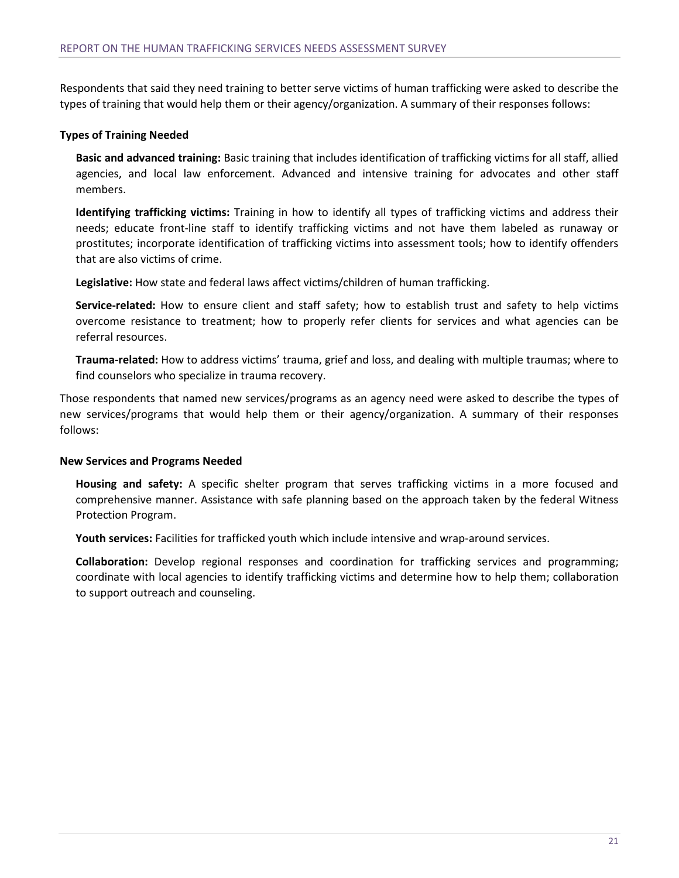Respondents that said they need training to better serve victims of human trafficking were asked to describe the types of training that would help them or their agency/organization. A summary of their responses follows:

**Types of Training Needed**

**Basic and advanced training:** Basic training that includes identification of trafficking victims for all staff, allied agencies, and local law enforcement. Advanced and intensive training for advocates and other staff members.

**Identifying trafficking victims:** Training in how to identify all types of trafficking victims and address their needs; educate front-line staff to identify trafficking victims and not have them labeled as runaway or prostitutes; incorporate identification of trafficking victims into assessment tools; how to identify offenders that are also victims of crime.

**Legislative:** How state and federal laws affect victims/children of human trafficking.

**Service-related:** How to ensure client and staff safety; how to establish trust and safety to help victims overcome resistance to treatment; how to properly refer clients for services and what agencies can be referral resources.

**Trauma-related:** How to address victims' trauma, grief and loss, and dealing with multiple traumas; where to find counselors who specialize in trauma recovery.

Those respondents that named new services/programs as an agency need were asked to describe the types of new services/programs that would help them or their agency/organization. A summary of their responses follows:

**New Services and Programs Needed**

**Housing and safety:** A specific shelter program that serves trafficking victims in a more focused and comprehensive manner. Assistance with safe planning based on the approach taken by the federal Witness Protection Program.

**Youth services:** Facilities for trafficked youth which include intensive and wrap-around services.

**Collaboration:** Develop regional responses and coordination for trafficking services and programming; coordinate with local agencies to identify trafficking victims and determine how to help them; collaboration to support outreach and counseling.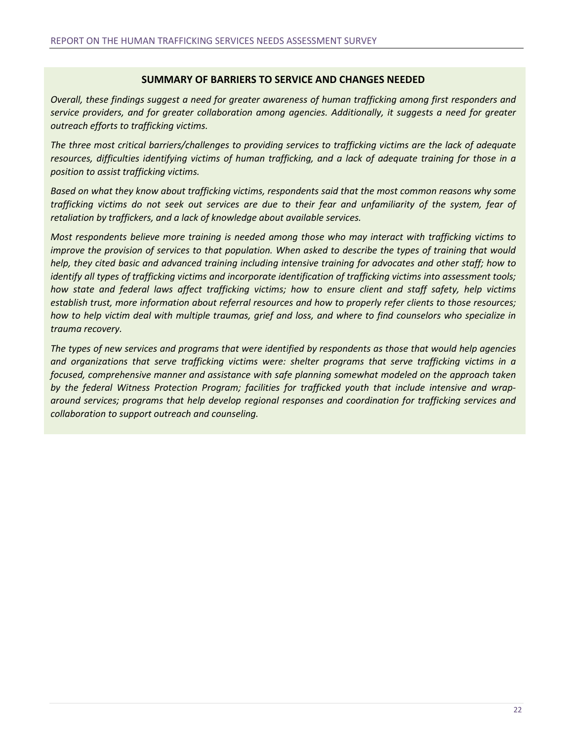## SUMMARY OF BARRIERS TO SERVICE AND CHANGES NEEDED

*Overall, these findings suggest a need for greater awareness of human trafficking among first responders and service providers, and for greater collaboration among agencies. Additionally, it suggests a need for greater outreach efforts to trafficking victims.*

*The three most critical barriers/challenges to providing services to trafficking victims are the lack of adequate resources, difficulties identifying victims of human trafficking, and a lack of adequate training for those in a position to assist trafficking victims.*

*Based on what they know about trafficking victims, respondents said that the most common reasons why some trafficking victims do not seek out services are due to their fear and unfamiliarity of the system, fear of retaliation by traffickers, and a lack of knowledge about available services.*

*Most respondents believe more training is needed among those who may interact with trafficking victims to improve the provision of services to that population. When asked to describe the types of training that would help, they cited basic and advanced training including intensive training for advocates and other staff; how to identify all types of trafficking victims and incorporate identification of trafficking victims into assessment tools; how state and federal laws affect trafficking victims; how to ensure client and staff safety, help victims establish trust, more information about referral resources and how to properly refer clients to those resources; how to help victim deal with multiple traumas, grief and loss, and where to find counselors who specialize in trauma recovery.*

*The types of new services and programs that were identified by respondents as those that would help agencies and organizations that serve trafficking victims were: shelter programs that serve trafficking victims in a focused, comprehensive manner and assistance with safe planning somewhat modeled on the approach taken by the federal Witness Protection Program; facilities for trafficked youth that include intensive and wrap-around services; programs that help develop regional responses and coordination for trafficking services and collaboration to support outreach and counseling.*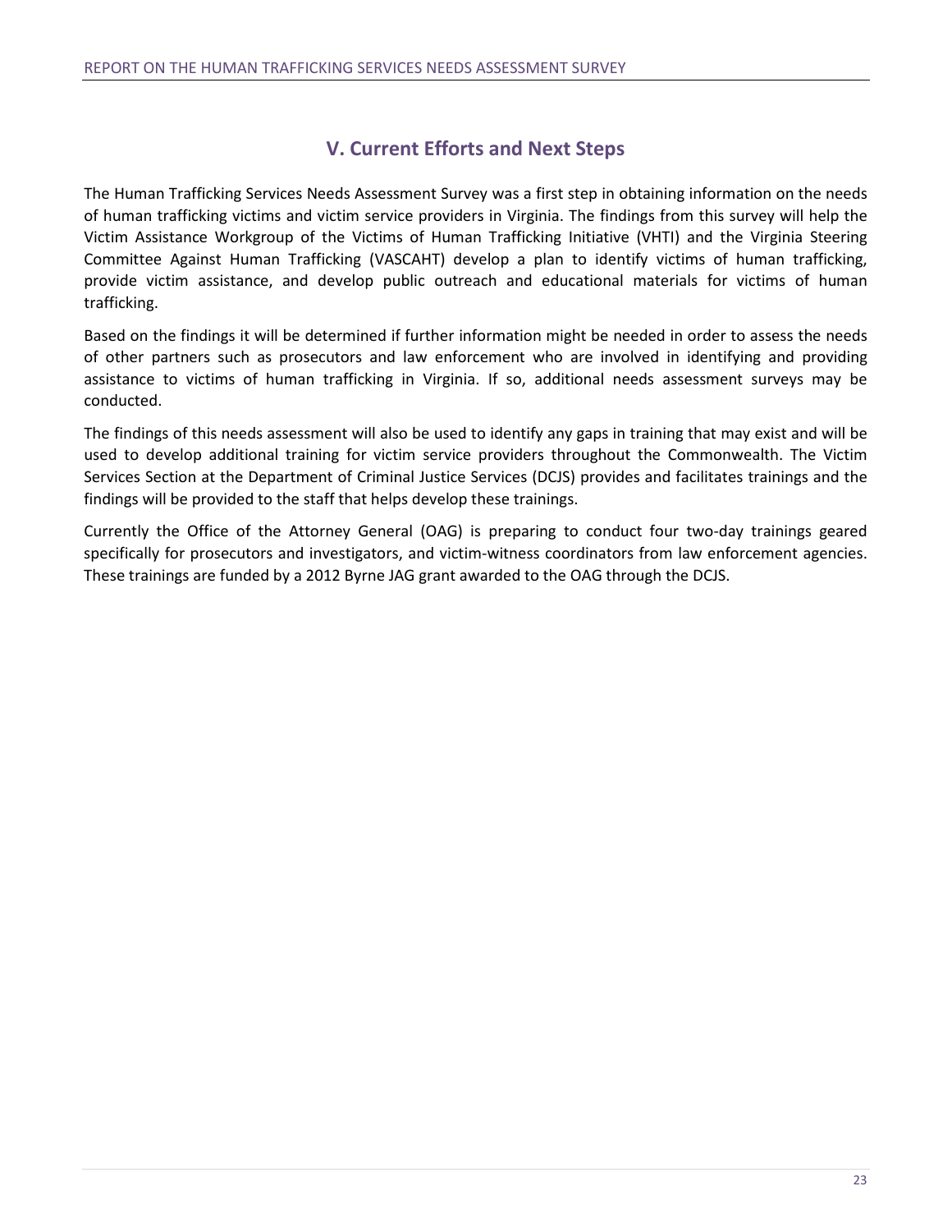## V. Current Efforts and Next Steps

The Human Trafficking Services Needs Assessment Survey was a first step in obtaining information on the needs of human trafficking victims and victim service providers in Virginia. The findings from this survey will help the Victim Assistance Workgroup of the Victims of Human Trafficking Initiative (VHTI) and the Virginia Steering Committee Against Human Trafficking (VASCAHT) develop a plan to identify victims of human trafficking, provide victim assistance, and develop public outreach and educational materials for victims of human trafficking.

Based on the findings it will be determined if further information might be needed in order to assess the needs of other partners such as prosecutors and law enforcement who are involved in identifying and providing assistance to victims of human trafficking in Virginia. If so, additional needs assessment surveys may be conducted.

The findings of this needs assessment will also be used to identify any gaps in training that may exist and will be used to develop additional training for victim service providers throughout the Commonwealth. The Victim Services Section at the Department of Criminal Justice Services (DCJS) provides and facilitates trainings and the findings will be provided to the staff that helps develop these trainings.

Currently the Office of the Attorney General (OAG) is preparing to conduct four two-day trainings geared specifically for prosecutors and investigators, and victim-witness coordinators from law enforcement agencies. These trainings are funded by a 2012 Byrne JAG grant awarded to the OAG through the DCJS.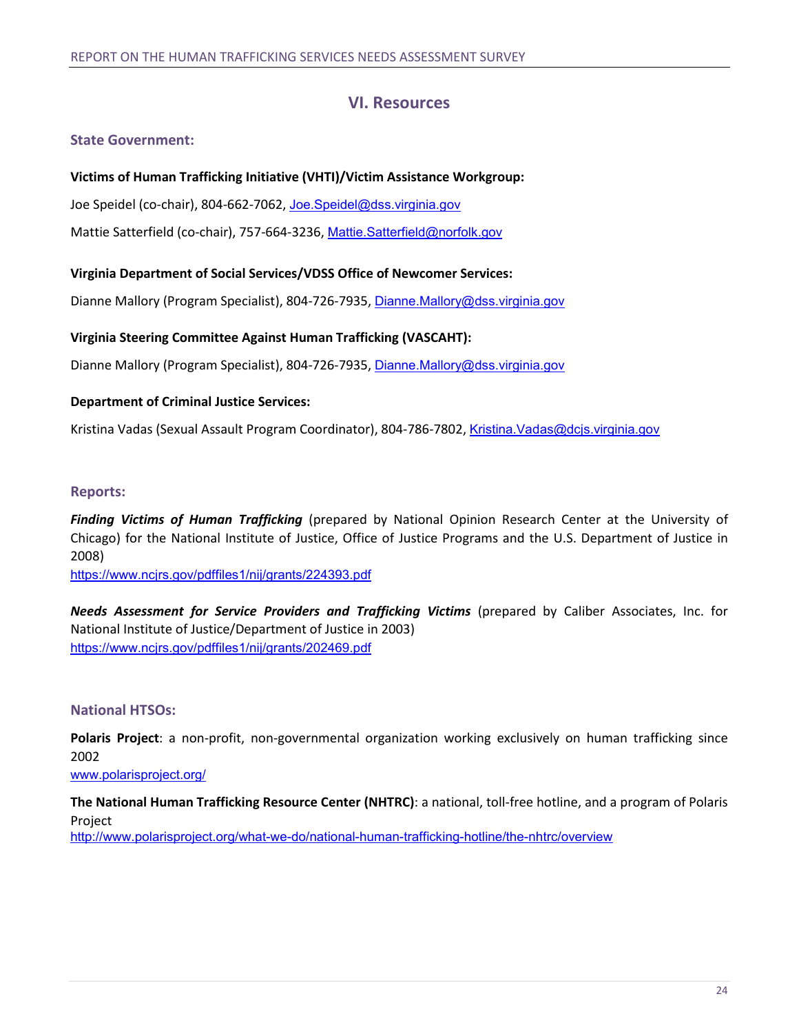# VI. Resources

## State Government:

**Victims of Human Trafficking Initiative (VHTI)/Victim Assistance Workgroup:**

Joe Speidel (co-chair), 804-662-7062, Joe.Speidel@dss.virginia.gov

Mattie Satterfield (co-chair), 757-664-3236, Mattie.Satterfield@norfolk.gov

**Virginia Department of Social Services/VDSS Office of Newcomer Services:**

Dianne Mallory (Program Specialist), 804-726-7935, Dianne.Mallory@dss.virginia.gov

**Virginia Steering Committee Against Human Trafficking (VASCAHT):**

Dianne Mallory (Program Specialist), 804-726-7935, Dianne.Mallory@dss.virginia.gov

**Department of Criminal Justice Services:**

Kristina Vadas (Sexual Assault Program Coordinator), 804-786-7802, Kristina.Vadas@dcjs.virginia.gov

## Reports:

***Finding Victims of Human Trafficking*** (prepared by National Opinion Research Center at the University of Chicago) for the National Institute of Justice, Office of Justice Programs and the U.S. Department of Justice in 2008)
https://www.ncjrs.gov/pdffiles1/nij/grants/224393.pdf

***Needs Assessment for Service Providers and Trafficking Victims*** (prepared by Caliber Associates, Inc. for National Institute of Justice/Department of Justice in 2003)
https://www.ncjrs.gov/pdffiles1/nij/grants/202469.pdf

## National HTSOs:

**Polaris Project**: a non-profit, non-governmental organization working exclusively on human trafficking since 2002
www.polarisproject.org/

**The National Human Trafficking Resource Center (NHTRC)**: a national, toll-free hotline, and a program of Polaris Project
http://www.polarisproject.org/what-we-do/national-human-trafficking-hotline/the-nhtrc/overview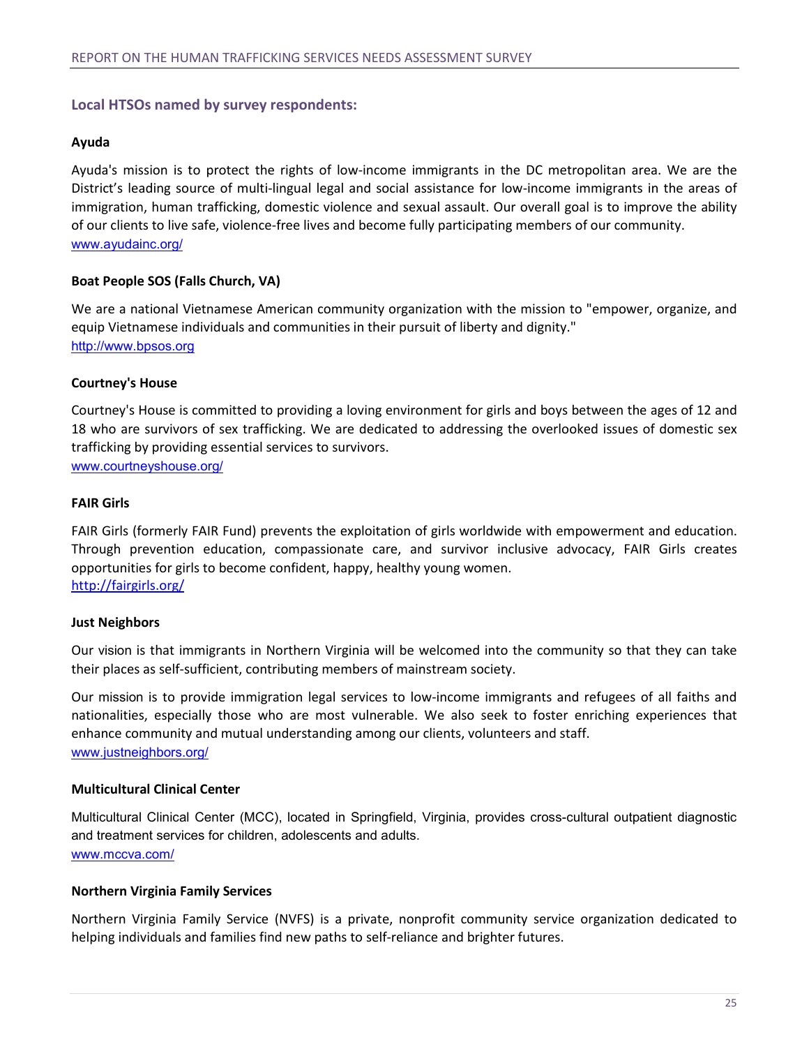### Local HTSOs named by survey respondents:

**Ayuda**

Ayuda's mission is to protect the rights of low-income immigrants in the DC metropolitan area. We are the District's leading source of multi-lingual legal and social assistance for low-income immigrants in the areas of immigration, human trafficking, domestic violence and sexual assault. Our overall goal is to improve the ability of our clients to live safe, violence-free lives and become fully participating members of our community.
www.ayudainc.org/

**Boat People SOS (Falls Church, VA)**

We are a national Vietnamese American community organization with the mission to "empower, organize, and equip Vietnamese individuals and communities in their pursuit of liberty and dignity."
http://www.bpsos.org

**Courtney's House**

Courtney's House is committed to providing a loving environment for girls and boys between the ages of 12 and 18 who are survivors of sex trafficking. We are dedicated to addressing the overlooked issues of domestic sex trafficking by providing essential services to survivors.
www.courtneyshouse.org/

**FAIR Girls**

FAIR Girls (formerly FAIR Fund) prevents the exploitation of girls worldwide with empowerment and education. Through prevention education, compassionate care, and survivor inclusive advocacy, FAIR Girls creates opportunities for girls to become confident, happy, healthy young women.
http://fairgirls.org/

**Just Neighbors**

Our vision is that immigrants in Northern Virginia will be welcomed into the community so that they can take their places as self-sufficient, contributing members of mainstream society.

Our mission is to provide immigration legal services to low-income immigrants and refugees of all faiths and nationalities, especially those who are most vulnerable. We also seek to foster enriching experiences that enhance community and mutual understanding among our clients, volunteers and staff.
www.justneighbors.org/

**Multicultural Clinical Center**

Multicultural Clinical Center (MCC), located in Springfield, Virginia, provides cross-cultural outpatient diagnostic and treatment services for children, adolescents and adults.
www.mccva.com/

**Northern Virginia Family Services**

Northern Virginia Family Service (NVFS) is a private, nonprofit community service organization dedicated to helping individuals and families find new paths to self-reliance and brighter futures.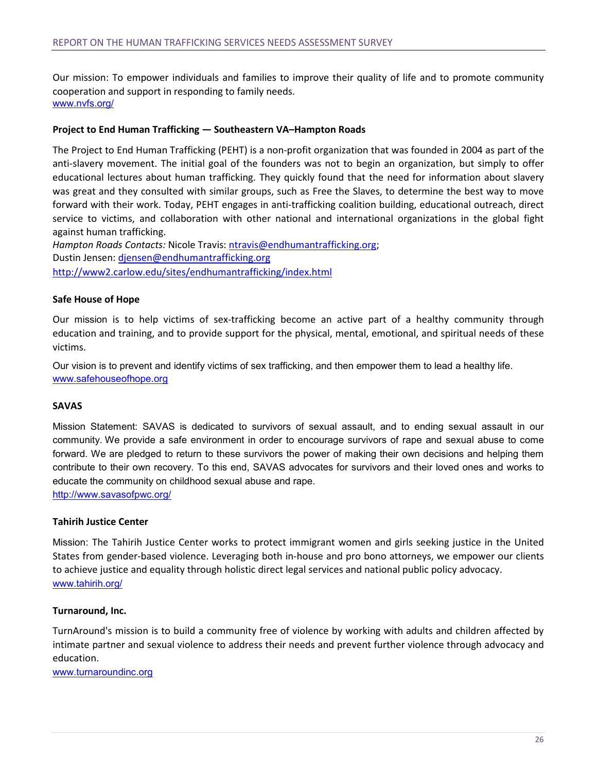Our mission: To empower individuals and families to improve their quality of life and to promote community cooperation and support in responding to family needs.
www.nvfs.org/

**Project to End Human Trafficking — Southeastern VA–Hampton Roads**

The Project to End Human Trafficking (PEHT) is a non-profit organization that was founded in 2004 as part of the anti-slavery movement. The initial goal of the founders was not to begin an organization, but simply to offer educational lectures about human trafficking. They quickly found that the need for information about slavery was great and they consulted with similar groups, such as Free the Slaves, to determine the best way to move forward with their work. Today, PEHT engages in anti-trafficking coalition building, educational outreach, direct service to victims, and collaboration with other national and international organizations in the global fight against human trafficking.
*Hampton Roads Contacts:* Nicole Travis: ntravis@endhumantrafficking.org;
Dustin Jensen: djensen@endhumantrafficking.org
http://www2.carlow.edu/sites/endhumantrafficking/index.html

**Safe House of Hope**

Our mission is to help victims of sex-trafficking become an active part of a healthy community through education and training, and to provide support for the physical, mental, emotional, and spiritual needs of these victims.

Our vision is to prevent and identify victims of sex trafficking, and then empower them to lead a healthy life.
www.safehouseofhope.org

**SAVAS**

Mission Statement: SAVAS is dedicated to survivors of sexual assault, and to ending sexual assault in our community. We provide a safe environment in order to encourage survivors of rape and sexual abuse to come forward. We are pledged to return to these survivors the power of making their own decisions and helping them contribute to their own recovery. To this end, SAVAS advocates for survivors and their loved ones and works to educate the community on childhood sexual abuse and rape.
http://www.savasofpwc.org/

**Tahirih Justice Center**

Mission: The Tahirih Justice Center works to protect immigrant women and girls seeking justice in the United States from gender-based violence. Leveraging both in-house and pro bono attorneys, we empower our clients to achieve justice and equality through holistic direct legal services and national public policy advocacy.
www.tahirih.org/

**Turnaround, Inc.**

TurnAround's mission is to build a community free of violence by working with adults and children affected by intimate partner and sexual violence to address their needs and prevent further violence through advocacy and education.
www.turnaroundinc.org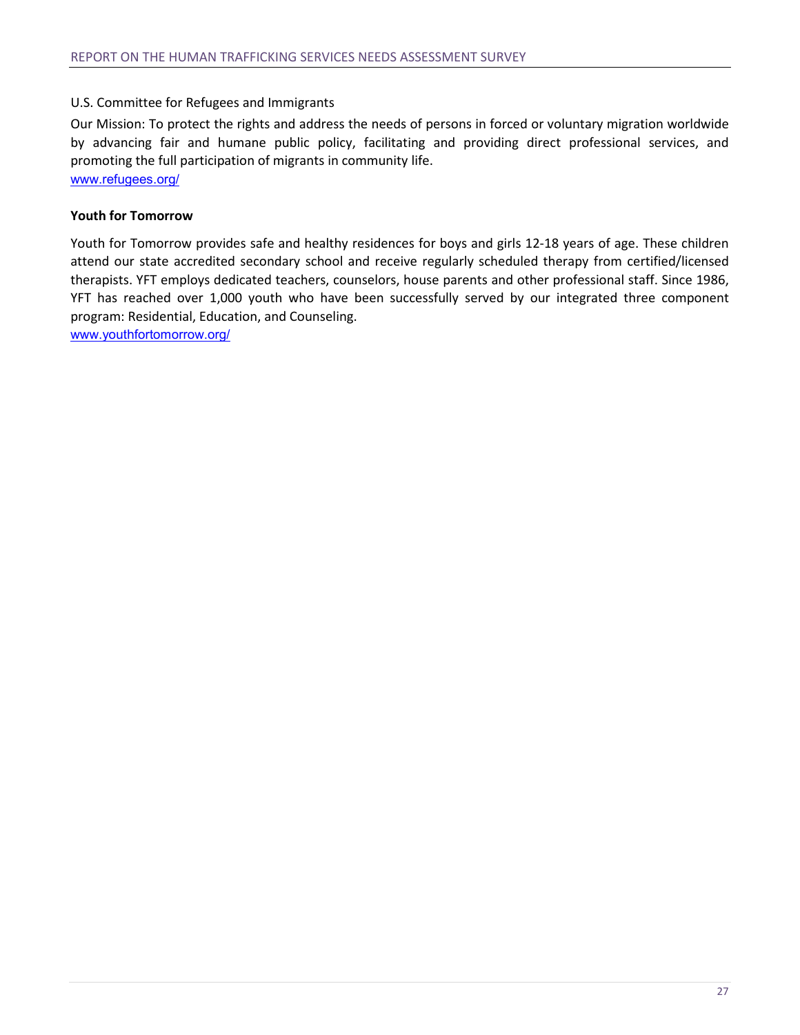U.S. Committee for Refugees and Immigrants

Our Mission: To protect the rights and address the needs of persons in forced or voluntary migration worldwide by advancing fair and humane public policy, facilitating and providing direct professional services, and promoting the full participation of migrants in community life.

www.refugees.org/

**Youth for Tomorrow**

Youth for Tomorrow provides safe and healthy residences for boys and girls 12-18 years of age. These children attend our state accredited secondary school and receive regularly scheduled therapy from certified/licensed therapists. YFT employs dedicated teachers, counselors, house parents and other professional staff. Since 1986, YFT has reached over 1,000 youth who have been successfully served by our integrated three component program: Residential, Education, and Counseling.

www.youthfortomorrow.org/